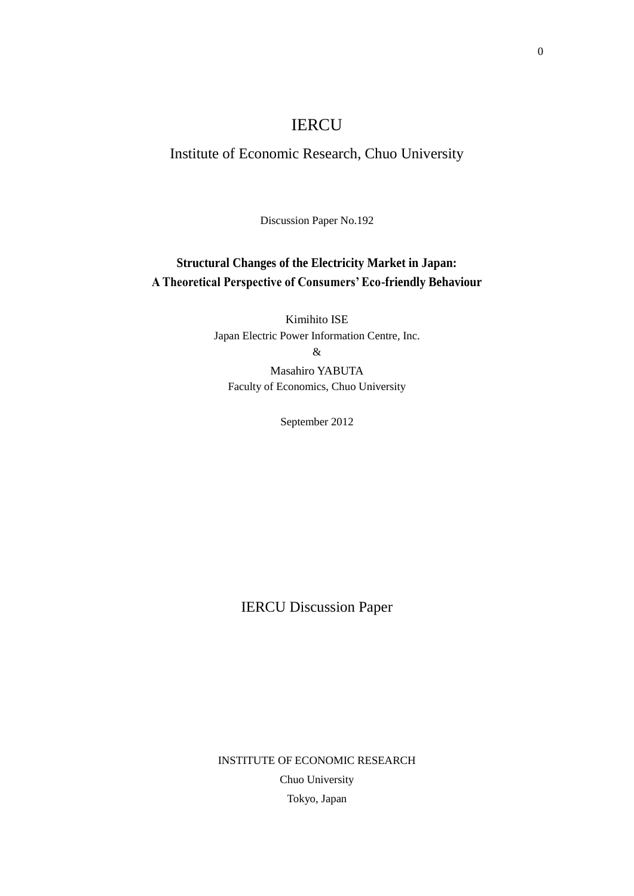# IERCU

## Institute of Economic Research, Chuo University

Discussion Paper No.192

**Structural Changes of the Electricity Market in Japan:**
**A Theoretical Perspective of Consumers' Eco-friendly Behaviour**

Kimihito ISE
Japan Electric Power Information Centre, Inc.
&
Masahiro YABUTA
Faculty of Economics, Chuo University

September 2012

IERCU Discussion Paper

INSTITUTE OF ECONOMIC RESEARCH
Chuo University
Tokyo, Japan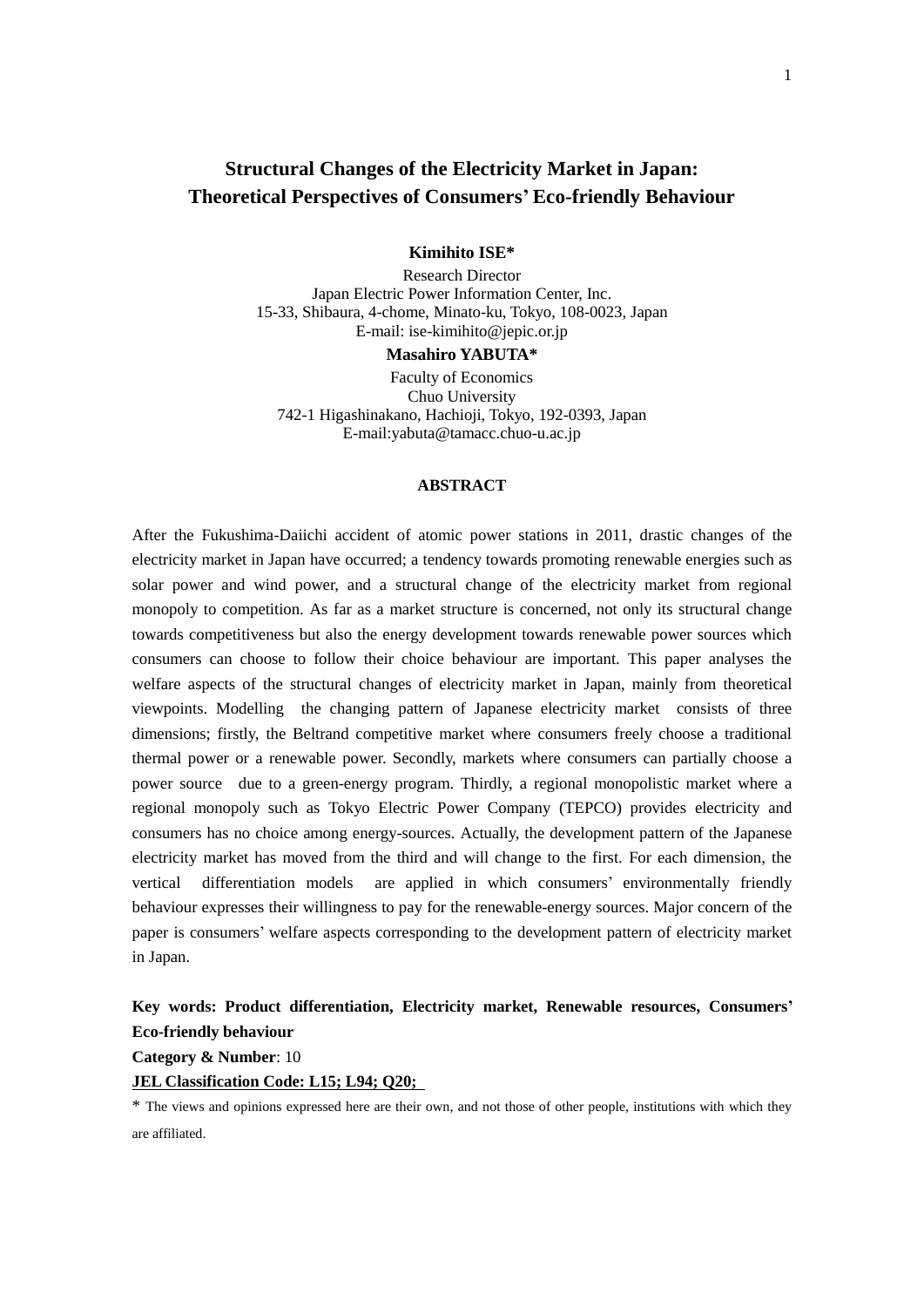# Structural Changes of the Electricity Market in Japan: Theoretical Perspectives of Consumers' Eco-friendly Behaviour

**Kimihito ISE***

Research Director
Japan Electric Power Information Center, Inc.
15-33, Shibaura, 4-chome, Minato-ku, Tokyo, 108-0023, Japan
E-mail: ise-kimihito@jepic.or.jp

**Masahiro YABUTA***

Faculty of Economics
Chuo University
742-1 Higashinakano, Hachioji, Tokyo, 192-0393, Japan
E-mail:yabuta@tamacc.chuo-u.ac.jp

## ABSTRACT

After the Fukushima-Daiichi accident of atomic power stations in 2011, drastic changes of the electricity market in Japan have occurred; a tendency towards promoting renewable energies such as solar power and wind power, and a structural change of the electricity market from regional monopoly to competition. As far as a market structure is concerned, not only its structural change towards competitiveness but also the energy development towards renewable power sources which consumers can choose to follow their choice behaviour are important. This paper analyses the welfare aspects of the structural changes of electricity market in Japan, mainly from theoretical viewpoints. Modelling the changing pattern of Japanese electricity market consists of three dimensions; firstly, the Beltrand competitive market where consumers freely choose a traditional thermal power or a renewable power. Secondly, markets where consumers can partially choose a power source due to a green-energy program. Thirdly, a regional monopolistic market where a regional monopoly such as Tokyo Electric Power Company (TEPCO) provides electricity and consumers has no choice among energy-sources. Actually, the development pattern of the Japanese electricity market has moved from the third and will change to the first. For each dimension, the vertical differentiation models are applied in which consumers' environmentally friendly behaviour expresses their willingness to pay for the renewable-energy sources. Major concern of the paper is consumers' welfare aspects corresponding to the development pattern of electricity market in Japan.

**Key words: Product differentiation, Electricity market, Renewable resources, Consumers' Eco-friendly behaviour**

**Category & Number**: 10

**JEL Classification Code: L15; L94; Q20;**

* The views and opinions expressed here are their own, and not those of other people, institutions with which they are affiliated.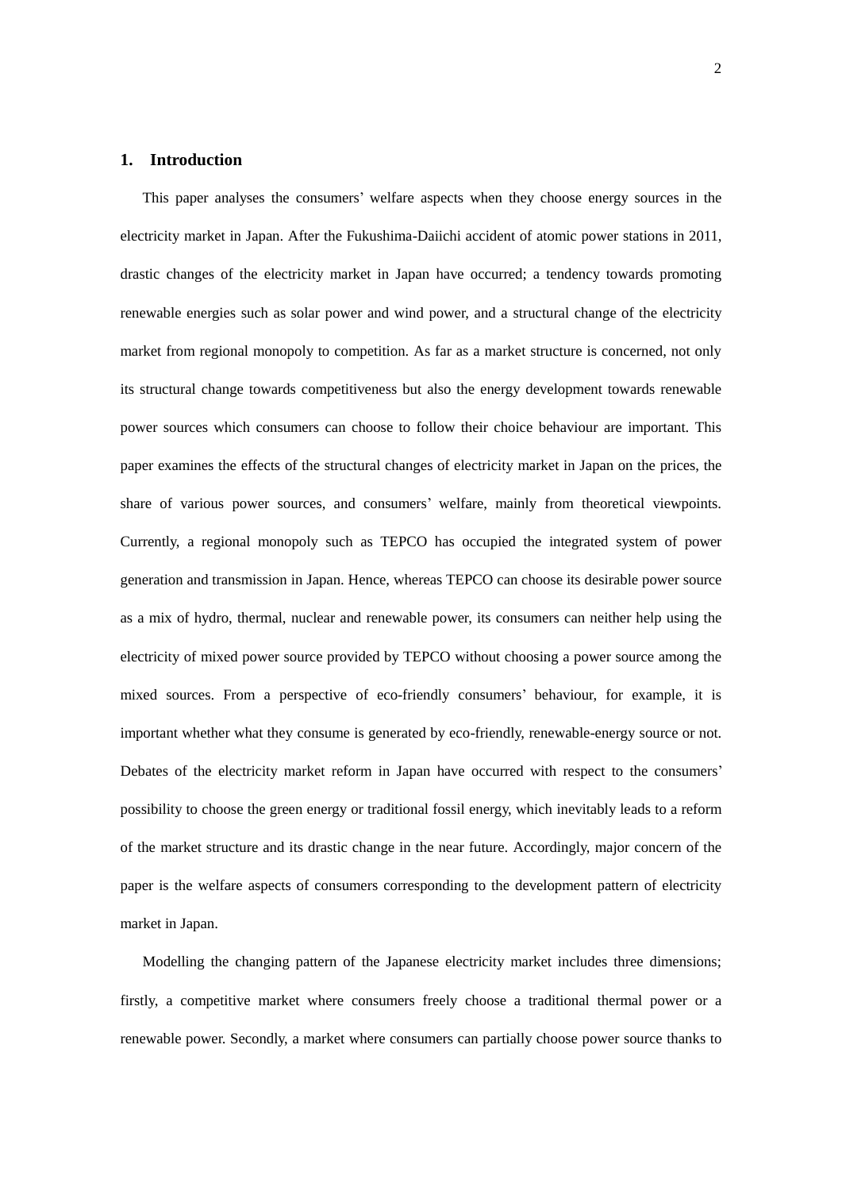## 1. Introduction

This paper analyses the consumers' welfare aspects when they choose energy sources in the electricity market in Japan. After the Fukushima-Daiichi accident of atomic power stations in 2011, drastic changes of the electricity market in Japan have occurred; a tendency towards promoting renewable energies such as solar power and wind power, and a structural change of the electricity market from regional monopoly to competition. As far as a market structure is concerned, not only its structural change towards competitiveness but also the energy development towards renewable power sources which consumers can choose to follow their choice behaviour are important. This paper examines the effects of the structural changes of electricity market in Japan on the prices, the share of various power sources, and consumers' welfare, mainly from theoretical viewpoints. Currently, a regional monopoly such as TEPCO has occupied the integrated system of power generation and transmission in Japan. Hence, whereas TEPCO can choose its desirable power source as a mix of hydro, thermal, nuclear and renewable power, its consumers can neither help using the electricity of mixed power source provided by TEPCO without choosing a power source among the mixed sources. From a perspective of eco-friendly consumers' behaviour, for example, it is important whether what they consume is generated by eco-friendly, renewable-energy source or not. Debates of the electricity market reform in Japan have occurred with respect to the consumers' possibility to choose the green energy or traditional fossil energy, which inevitably leads to a reform of the market structure and its drastic change in the near future. Accordingly, major concern of the paper is the welfare aspects of consumers corresponding to the development pattern of electricity market in Japan.

Modelling the changing pattern of the Japanese electricity market includes three dimensions; firstly, a competitive market where consumers freely choose a traditional thermal power or a renewable power. Secondly, a market where consumers can partially choose power source thanks to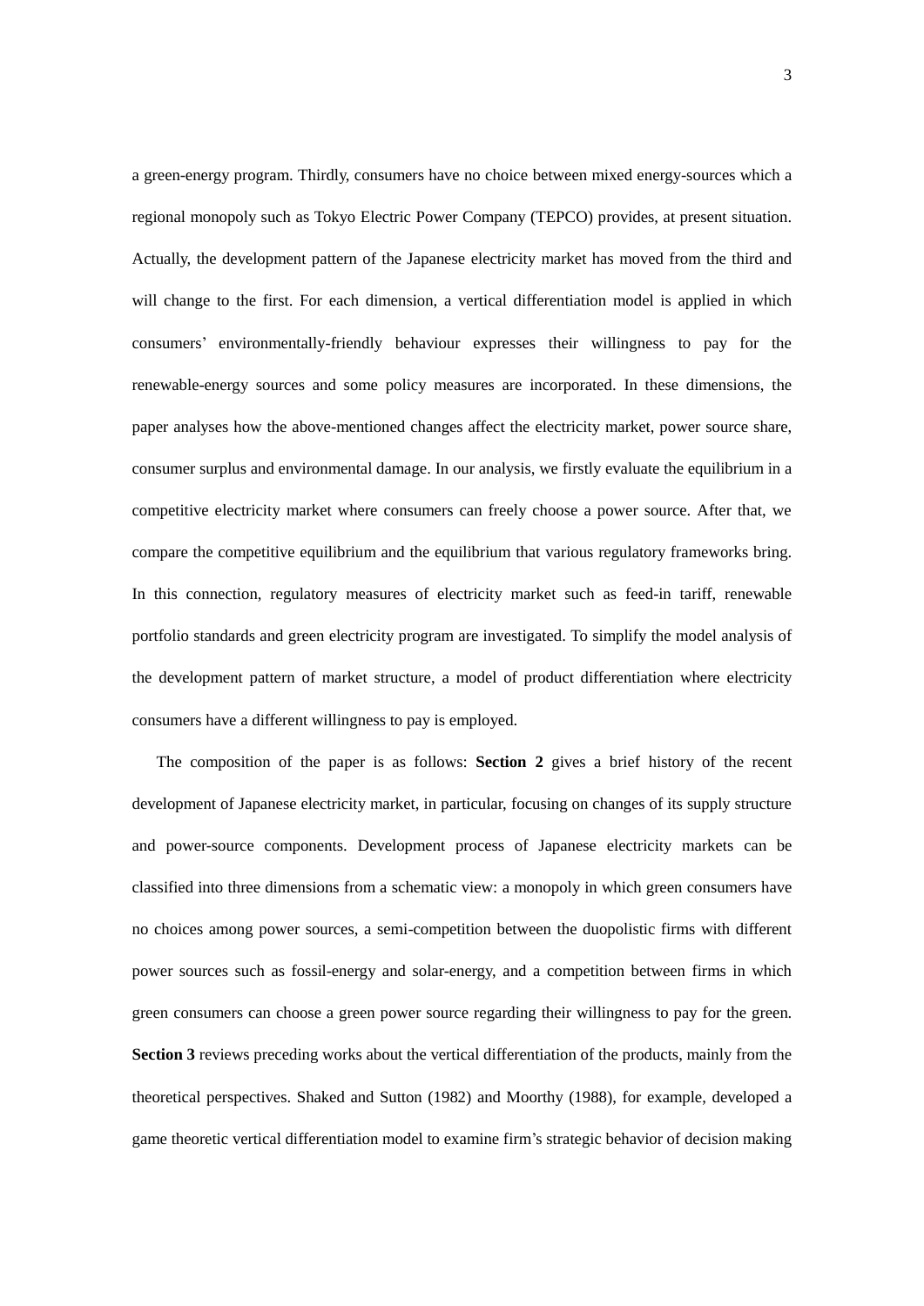a green-energy program. Thirdly, consumers have no choice between mixed energy-sources which a regional monopoly such as Tokyo Electric Power Company (TEPCO) provides, at present situation. Actually, the development pattern of the Japanese electricity market has moved from the third and will change to the first. For each dimension, a vertical differentiation model is applied in which consumers' environmentally-friendly behaviour expresses their willingness to pay for the renewable-energy sources and some policy measures are incorporated. In these dimensions, the paper analyses how the above-mentioned changes affect the electricity market, power source share, consumer surplus and environmental damage. In our analysis, we firstly evaluate the equilibrium in a competitive electricity market where consumers can freely choose a power source. After that, we compare the competitive equilibrium and the equilibrium that various regulatory frameworks bring. In this connection, regulatory measures of electricity market such as feed-in tariff, renewable portfolio standards and green electricity program are investigated. To simplify the model analysis of the development pattern of market structure, a model of product differentiation where electricity consumers have a different willingness to pay is employed.

The composition of the paper is as follows: **Section 2** gives a brief history of the recent development of Japanese electricity market, in particular, focusing on changes of its supply structure and power-source components. Development process of Japanese electricity markets can be classified into three dimensions from a schematic view: a monopoly in which green consumers have no choices among power sources, a semi-competition between the duopolistic firms with different power sources such as fossil-energy and solar-energy, and a competition between firms in which green consumers can choose a green power source regarding their willingness to pay for the green. **Section 3** reviews preceding works about the vertical differentiation of the products, mainly from the theoretical perspectives. Shaked and Sutton (1982) and Moorthy (1988), for example, developed a game theoretic vertical differentiation model to examine firm's strategic behavior of decision making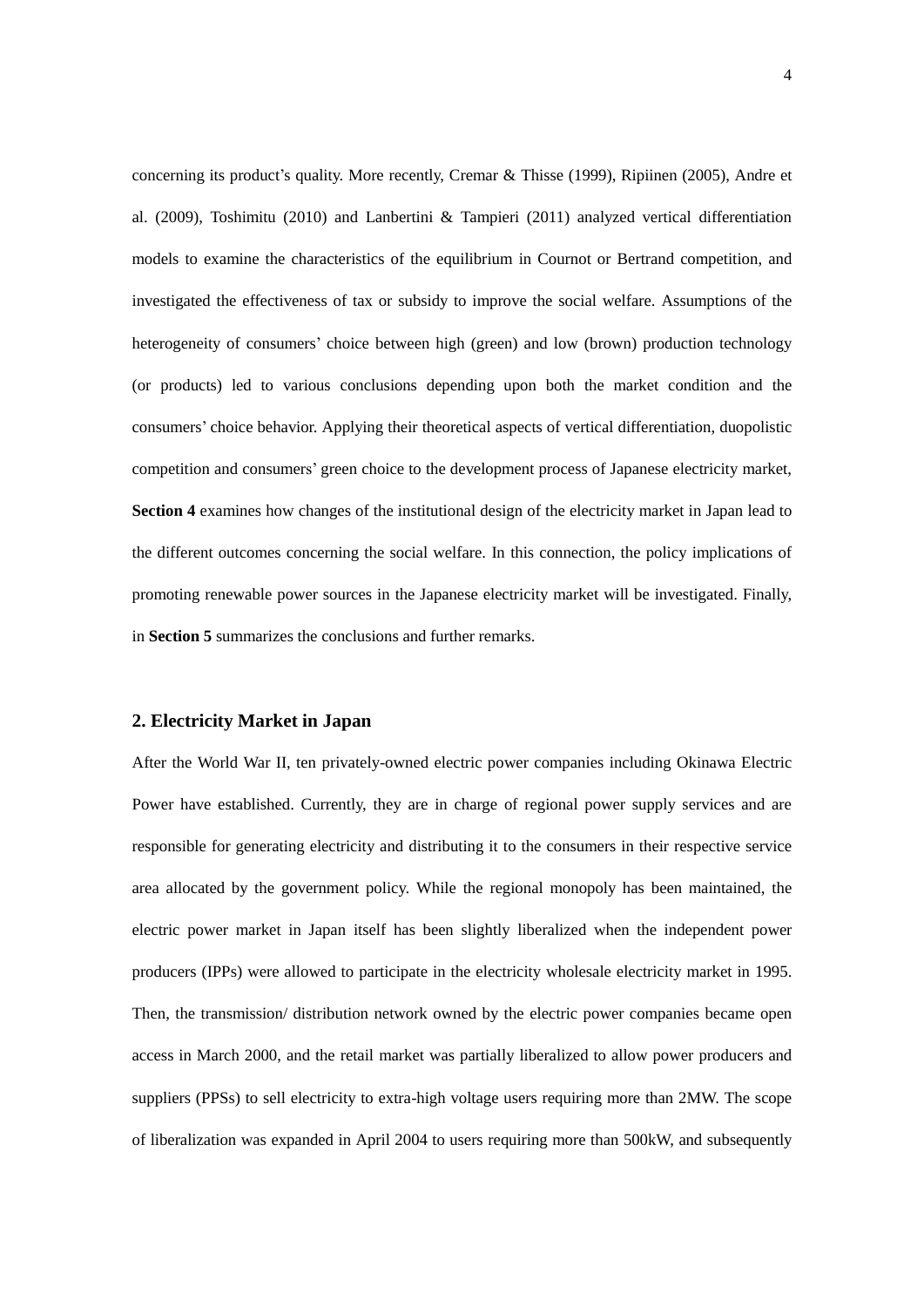concerning its product's quality. More recently, Cremar & Thisse (1999), Ripiinen (2005), Andre et al. (2009), Toshimitu (2010) and Lanbertini & Tampieri (2011) analyzed vertical differentiation models to examine the characteristics of the equilibrium in Cournot or Bertrand competition, and investigated the effectiveness of tax or subsidy to improve the social welfare. Assumptions of the heterogeneity of consumers' choice between high (green) and low (brown) production technology (or products) led to various conclusions depending upon both the market condition and the consumers' choice behavior. Applying their theoretical aspects of vertical differentiation, duopolistic competition and consumers' green choice to the development process of Japanese electricity market, **Section 4** examines how changes of the institutional design of the electricity market in Japan lead to the different outcomes concerning the social welfare. In this connection, the policy implications of promoting renewable power sources in the Japanese electricity market will be investigated. Finally, in **Section 5** summarizes the conclusions and further remarks.

## 2. Electricity Market in Japan

After the World War II, ten privately-owned electric power companies including Okinawa Electric Power have established. Currently, they are in charge of regional power supply services and are responsible for generating electricity and distributing it to the consumers in their respective service area allocated by the government policy. While the regional monopoly has been maintained, the electric power market in Japan itself has been slightly liberalized when the independent power producers (IPPs) were allowed to participate in the electricity wholesale electricity market in 1995. Then, the transmission/ distribution network owned by the electric power companies became open access in March 2000, and the retail market was partially liberalized to allow power producers and suppliers (PPSs) to sell electricity to extra-high voltage users requiring more than 2MW. The scope of liberalization was expanded in April 2004 to users requiring more than 500kW, and subsequently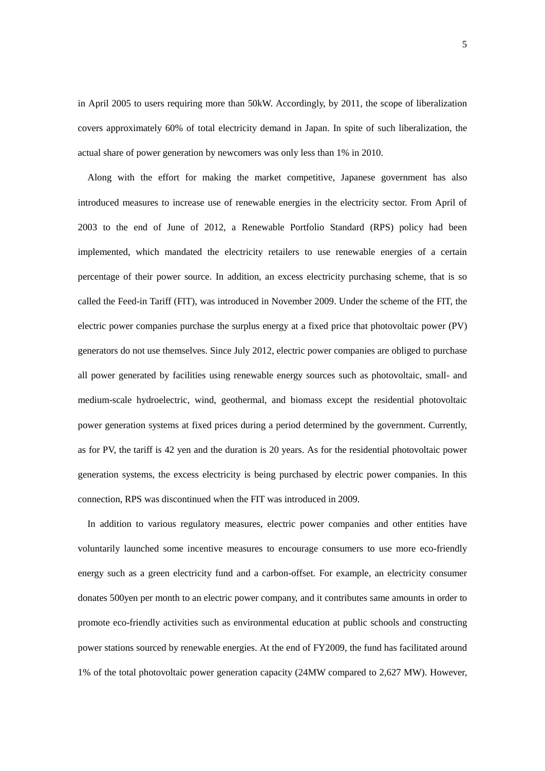in April 2005 to users requiring more than 50kW. Accordingly, by 2011, the scope of liberalization covers approximately 60% of total electricity demand in Japan. In spite of such liberalization, the actual share of power generation by newcomers was only less than 1% in 2010.

Along with the effort for making the market competitive, Japanese government has also introduced measures to increase use of renewable energies in the electricity sector. From April of 2003 to the end of June of 2012, a Renewable Portfolio Standard (RPS) policy had been implemented, which mandated the electricity retailers to use renewable energies of a certain percentage of their power source. In addition, an excess electricity purchasing scheme, that is so called the Feed-in Tariff (FIT), was introduced in November 2009. Under the scheme of the FIT, the electric power companies purchase the surplus energy at a fixed price that photovoltaic power (PV) generators do not use themselves. Since July 2012, electric power companies are obliged to purchase all power generated by facilities using renewable energy sources such as photovoltaic, small- and medium-scale hydroelectric, wind, geothermal, and biomass except the residential photovoltaic power generation systems at fixed prices during a period determined by the government. Currently, as for PV, the tariff is 42 yen and the duration is 20 years. As for the residential photovoltaic power generation systems, the excess electricity is being purchased by electric power companies. In this connection, RPS was discontinued when the FIT was introduced in 2009.

In addition to various regulatory measures, electric power companies and other entities have voluntarily launched some incentive measures to encourage consumers to use more eco-friendly energy such as a green electricity fund and a carbon-offset. For example, an electricity consumer donates 500yen per month to an electric power company, and it contributes same amounts in order to promote eco-friendly activities such as environmental education at public schools and constructing power stations sourced by renewable energies. At the end of FY2009, the fund has facilitated around 1% of the total photovoltaic power generation capacity (24MW compared to 2,627 MW). However,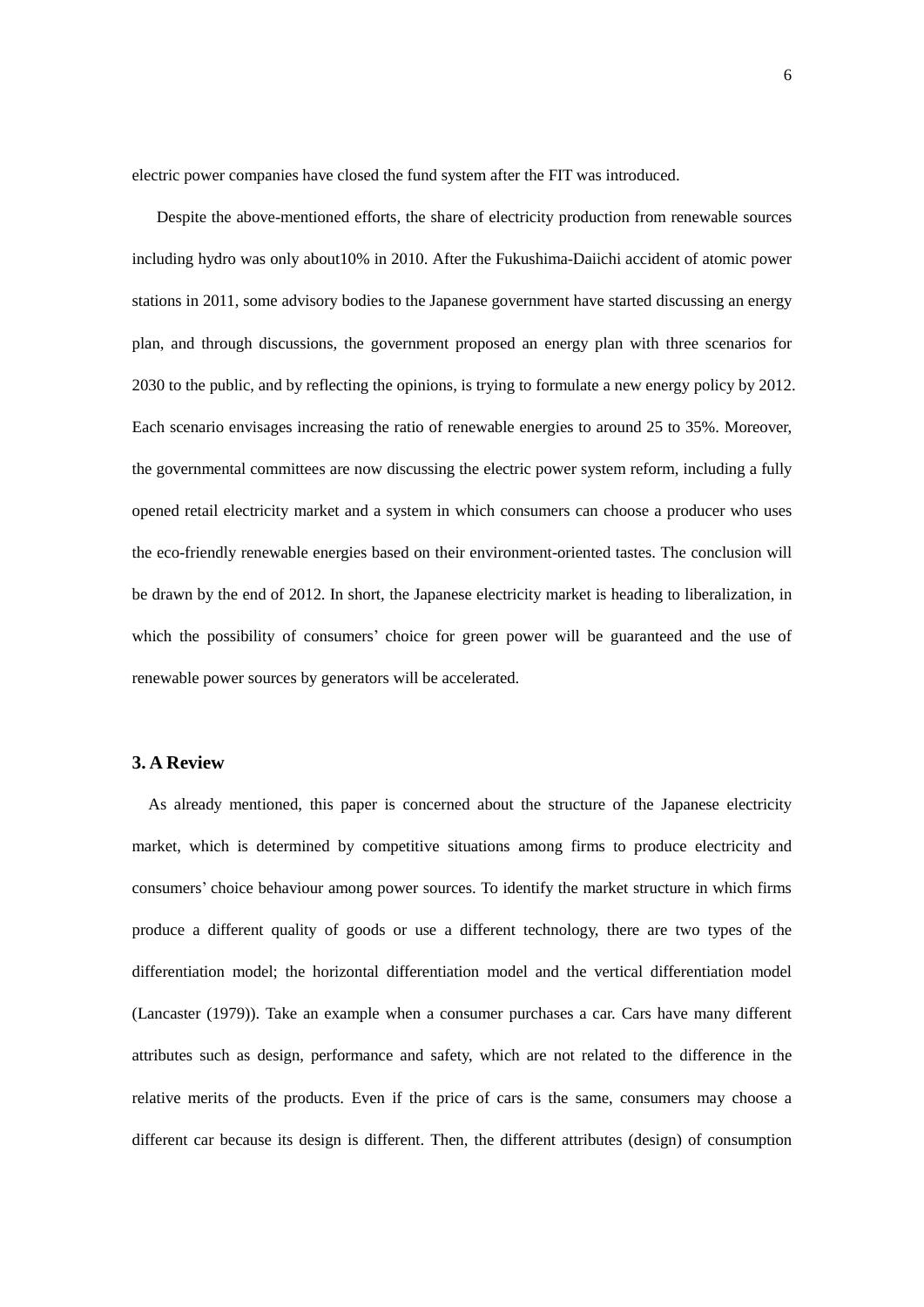electric power companies have closed the fund system after the FIT was introduced.

Despite the above-mentioned efforts, the share of electricity production from renewable sources including hydro was only about10% in 2010. After the Fukushima-Daiichi accident of atomic power stations in 2011, some advisory bodies to the Japanese government have started discussing an energy plan, and through discussions, the government proposed an energy plan with three scenarios for 2030 to the public, and by reflecting the opinions, is trying to formulate a new energy policy by 2012. Each scenario envisages increasing the ratio of renewable energies to around 25 to 35%. Moreover, the governmental committees are now discussing the electric power system reform, including a fully opened retail electricity market and a system in which consumers can choose a producer who uses the eco-friendly renewable energies based on their environment-oriented tastes. The conclusion will be drawn by the end of 2012. In short, the Japanese electricity market is heading to liberalization, in which the possibility of consumers' choice for green power will be guaranteed and the use of renewable power sources by generators will be accelerated.

## 3. A Review

As already mentioned, this paper is concerned about the structure of the Japanese electricity market, which is determined by competitive situations among firms to produce electricity and consumers' choice behaviour among power sources. To identify the market structure in which firms produce a different quality of goods or use a different technology, there are two types of the differentiation model; the horizontal differentiation model and the vertical differentiation model (Lancaster (1979)). Take an example when a consumer purchases a car. Cars have many different attributes such as design, performance and safety, which are not related to the difference in the relative merits of the products. Even if the price of cars is the same, consumers may choose a different car because its design is different. Then, the different attributes (design) of consumption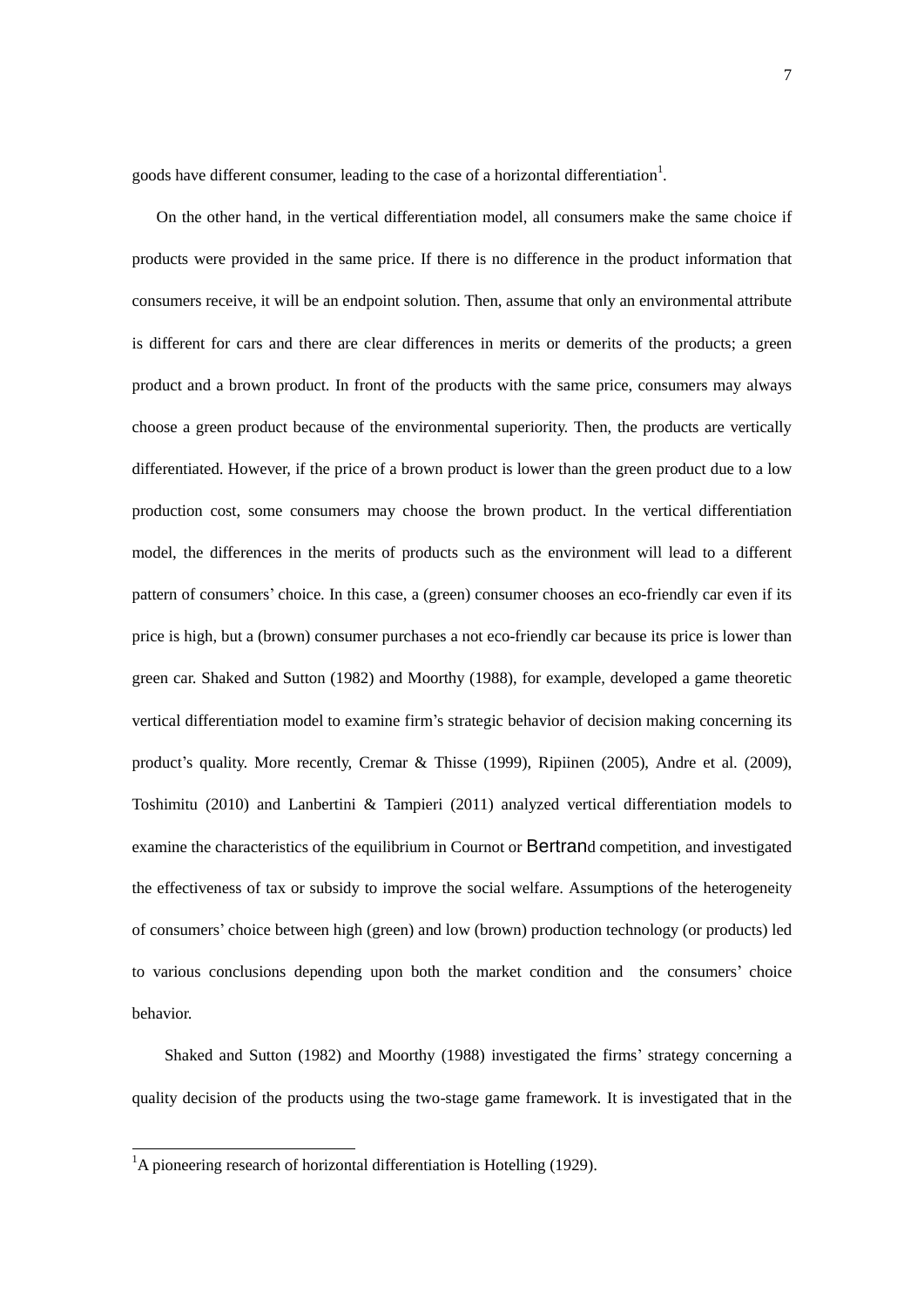goods have different consumer, leading to the case of a horizontal differentiation[1].

On the other hand, in the vertical differentiation model, all consumers make the same choice if products were provided in the same price. If there is no difference in the product information that consumers receive, it will be an endpoint solution. Then, assume that only an environmental attribute is different for cars and there are clear differences in merits or demerits of the products; a green product and a brown product. In front of the products with the same price, consumers may always choose a green product because of the environmental superiority. Then, the products are vertically differentiated. However, if the price of a brown product is lower than the green product due to a low production cost, some consumers may choose the brown product. In the vertical differentiation model, the differences in the merits of products such as the environment will lead to a different pattern of consumers' choice. In this case, a (green) consumer chooses an eco-friendly car even if its price is high, but a (brown) consumer purchases a not eco-friendly car because its price is lower than green car. Shaked and Sutton (1982) and Moorthy (1988), for example, developed a game theoretic vertical differentiation model to examine firm's strategic behavior of decision making concerning its product's quality. More recently, Cremar & Thisse (1999), Ripiinen (2005), Andre et al. (2009), Toshimitu (2010) and Lanbertini & Tampieri (2011) analyzed vertical differentiation models to examine the characteristics of the equilibrium in Cournot or Bertrand competition, and investigated the effectiveness of tax or subsidy to improve the social welfare. Assumptions of the heterogeneity of consumers' choice between high (green) and low (brown) production technology (or products) led to various conclusions depending upon both the market condition and the consumers' choice behavior.

Shaked and Sutton (1982) and Moorthy (1988) investigated the firms' strategy concerning a quality decision of the products using the two-stage game framework. It is investigated that in the

[1] A pioneering research of horizontal differentiation is Hotelling (1929).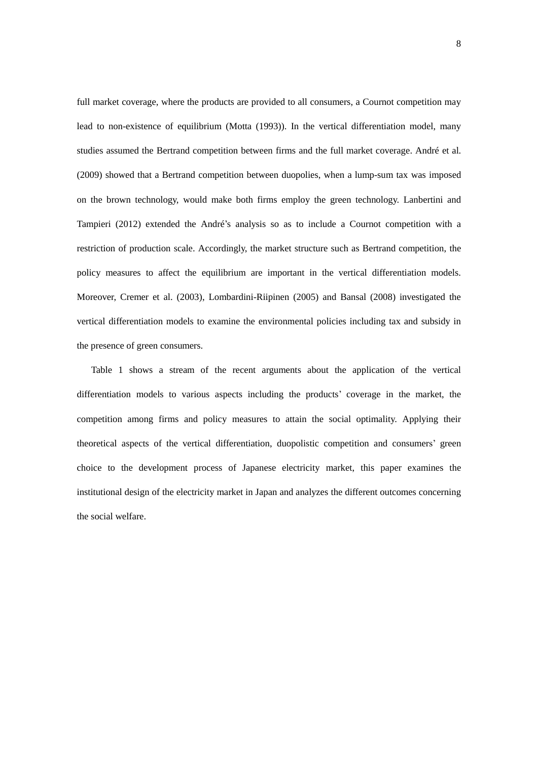full market coverage, where the products are provided to all consumers, a Cournot competition may lead to non-existence of equilibrium (Motta (1993)). In the vertical differentiation model, many studies assumed the Bertrand competition between firms and the full market coverage. André et al. (2009) showed that a Bertrand competition between duopolies, when a lump-sum tax was imposed on the brown technology, would make both firms employ the green technology. Lanbertini and Tampieri (2012) extended the André's analysis so as to include a Cournot competition with a restriction of production scale. Accordingly, the market structure such as Bertrand competition, the policy measures to affect the equilibrium are important in the vertical differentiation models. Moreover, Cremer et al. (2003), Lombardini-Riipinen (2005) and Bansal (2008) investigated the vertical differentiation models to examine the environmental policies including tax and subsidy in the presence of green consumers.

Table 1 shows a stream of the recent arguments about the application of the vertical differentiation models to various aspects including the products' coverage in the market, the competition among firms and policy measures to attain the social optimality. Applying their theoretical aspects of the vertical differentiation, duopolistic competition and consumers' green choice to the development process of Japanese electricity market, this paper examines the institutional design of the electricity market in Japan and analyzes the different outcomes concerning the social welfare.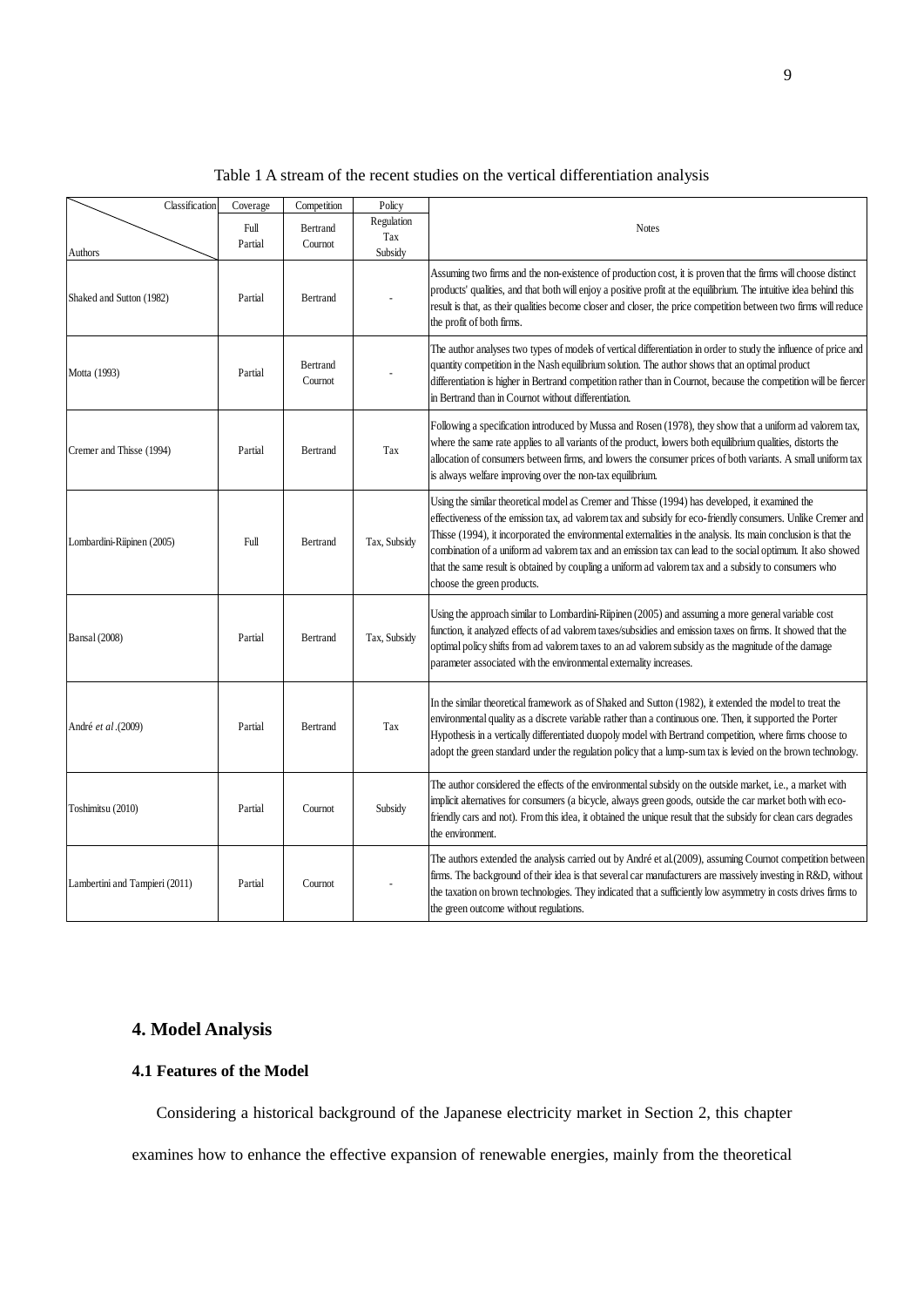Table 1 A stream of the recent studies on the vertical differentiation analysis

| Classification / Authors | Coverage (Full / Partial) | Competition (Bertrand / Cournot) | Policy (Regulation / Tax / Subsidy) | Notes |
|---|---|---|---|---|
| Shaked and Sutton (1982) | Partial | Bertrand | - | Assuming two firms and the non-existence of production cost, it is proven that the firms will choose distinct products' qualities, and that both will enjoy a positive profit at the equilibrium. The intuitive idea behind this result is that, as their qualities become closer and closer, the price competition between two firms will reduce the profit of both firms. |
| Motta (1993) | Partial | Bertrand Cournot | - | The author analyses two types of models of vertical differentiation in order to study the influence of price and quantity competition in the Nash equilibrium solution. The author shows that an optimal product differentiation is higher in Bertrand competition rather than in Cournot, because the competition will be fiercer in Bertrand than in Cournot without differentiation. |
| Cremer and Thisse (1994) | Partial | Bertrand | Tax | Following a specification introduced by Mussa and Rosen (1978), they show that a uniform ad valorem tax, where the same rate applies to all variants of the product, lowers both equilibrium qualities, distorts the allocation of consumers between firms, and lowers the consumer prices of both variants. A small uniform tax is always welfare improving over the non-tax equilibrium. |
| Lombardini-Riipinen (2005) | Full | Bertrand | Tax, Subsidy | Using the similar theoretical model as Cremer and Thisse (1994) has developed, it examined the effectiveness of the emission tax, ad valorem tax and subsidy for eco-friendly consumers. Unlike Cremer and Thisse (1994), it incorporated the environmental externalities in the analysis. Its main conclusion is that the combination of a uniform ad valorem tax and an emission tax can lead to the social optimum. It also showed that the same result is obtained by coupling a uniform ad valorem tax and a subsidy to consumers who choose the green products. |
| Bansal (2008) | Partial | Bertrand | Tax, Subsidy | Using the approach similar to Lombardini-Riipinen (2005) and assuming a more general variable cost function, it analyzed effects of ad valorem taxes/subsidies and emission taxes on firms. It showed that the optimal policy shifts from ad valorem taxes to an ad valorem subsidy as the magnitude of the damage parameter associated with the environmental externality increases. |
| André *et al*.(2009) | Partial | Bertrand | Tax | In the similar theoretical framework as of Shaked and Sutton (1982), it extended the model to treat the environmental quality as a discrete variable rather than a continuous one. Then, it supported the Porter Hypothesis in a vertically differentiated duopoly model with Bertrand competition, where firms choose to adopt the green standard under the regulation policy that a lump-sum tax is levied on the brown technology. |
| Toshimitsu (2010) | Partial | Cournot | Subsidy | The author considered the effects of the environmental subsidy on the outside market, i.e., a market with implicit alternatives for consumers (a bicycle, always green goods, outside the car market both with eco-friendly cars and not). From this idea, it obtained the unique result that the subsidy for clean cars degrades the environment. |
| Lambertini and Tampieri (2011) | Partial | Cournot | - | The authors extended the analysis carried out by André et al.(2009), assuming Cournot competition between firms. The background of their idea is that several car manufacturers are massively investing in R&D, without the taxation on brown technologies. They indicated that a sufficiently low asymmetry in costs drives firms to the green outcome without regulations. |

## 4. Model Analysis

### 4.1 Features of the Model

Considering a historical background of the Japanese electricity market in Section 2, this chapter examines how to enhance the effective expansion of renewable energies, mainly from the theoretical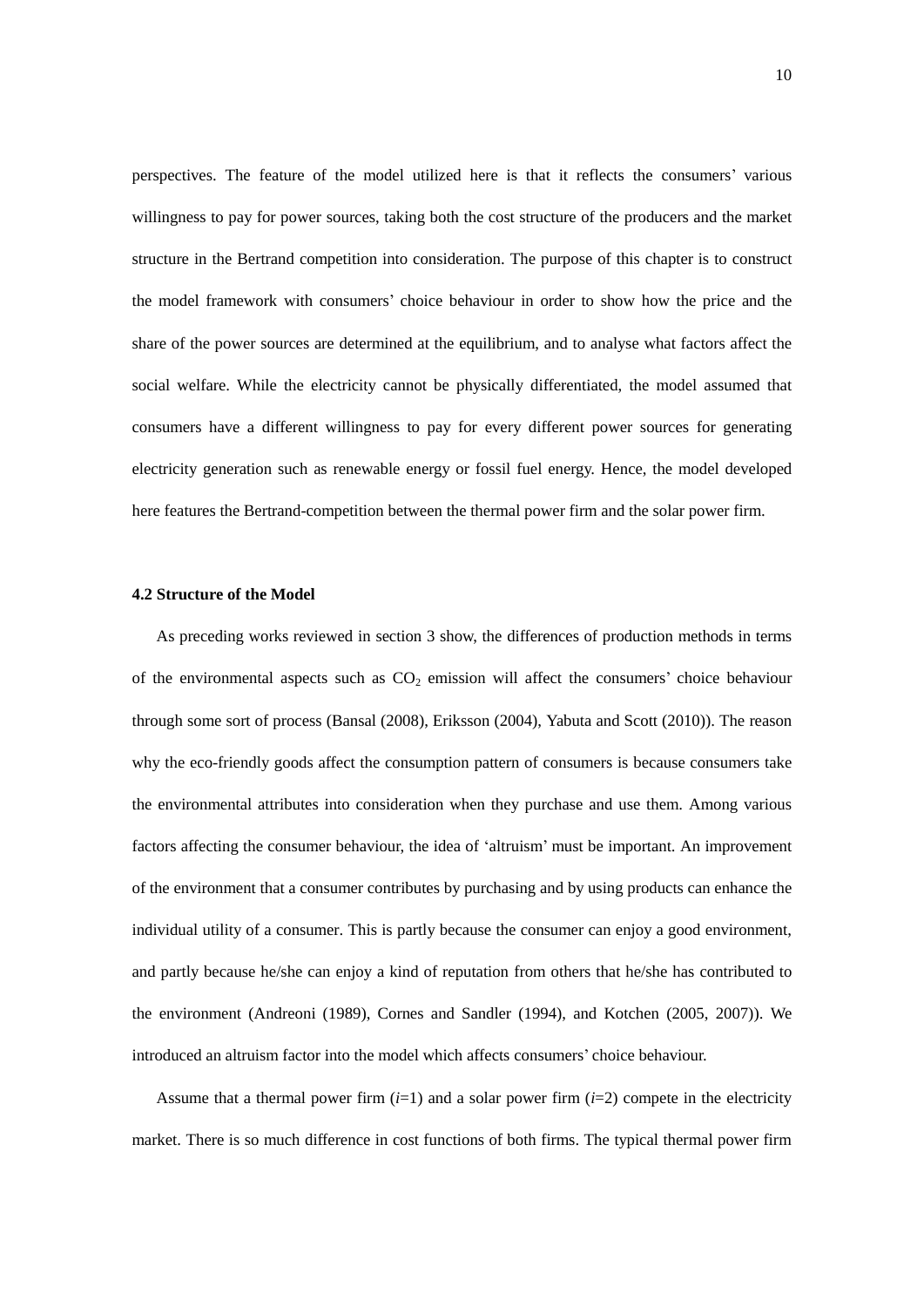perspectives. The feature of the model utilized here is that it reflects the consumers' various willingness to pay for power sources, taking both the cost structure of the producers and the market structure in the Bertrand competition into consideration. The purpose of this chapter is to construct the model framework with consumers' choice behaviour in order to show how the price and the share of the power sources are determined at the equilibrium, and to analyse what factors affect the social welfare. While the electricity cannot be physically differentiated, the model assumed that consumers have a different willingness to pay for every different power sources for generating electricity generation such as renewable energy or fossil fuel energy. Hence, the model developed here features the Bertrand-competition between the thermal power firm and the solar power firm.

### 4.2 Structure of the Model

As preceding works reviewed in section 3 show, the differences of production methods in terms of the environmental aspects such as $CO_2$ emission will affect the consumers' choice behaviour through some sort of process (Bansal (2008), Eriksson (2004), Yabuta and Scott (2010)). The reason why the eco-friendly goods affect the consumption pattern of consumers is because consumers take the environmental attributes into consideration when they purchase and use them. Among various factors affecting the consumer behaviour, the idea of 'altruism' must be important. An improvement of the environment that a consumer contributes by purchasing and by using products can enhance the individual utility of a consumer. This is partly because the consumer can enjoy a good environment, and partly because he/she can enjoy a kind of reputation from others that he/she has contributed to the environment (Andreoni (1989), Cornes and Sandler (1994), and Kotchen (2005, 2007)). We introduced an altruism factor into the model which affects consumers' choice behaviour.

Assume that a thermal power firm ($i$=1) and a solar power firm ($i$=2) compete in the electricity market. There is so much difference in cost functions of both firms. The typical thermal power firm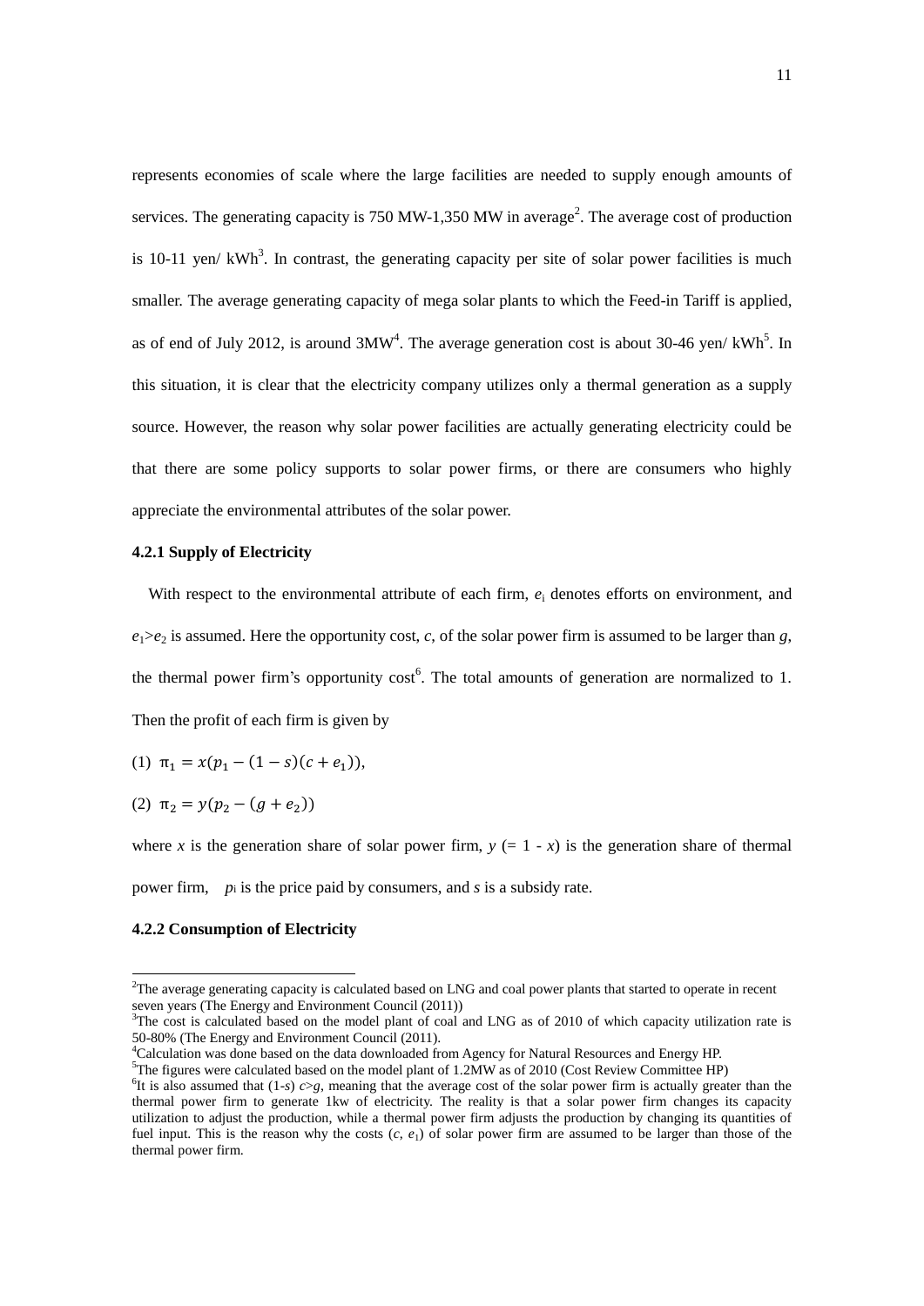represents economies of scale where the large facilities are needed to supply enough amounts of services. The generating capacity is 750 MW-1,350 MW in average[2]. The average cost of production is 10-11 yen/ kWh[3]. In contrast, the generating capacity per site of solar power facilities is much smaller. The average generating capacity of mega solar plants to which the Feed-in Tariff is applied, as of end of July 2012, is around 3MW[4]. The average generation cost is about 30-46 yen/ kWh[5]. In this situation, it is clear that the electricity company utilizes only a thermal generation as a supply source. However, the reason why solar power facilities are actually generating electricity could be that there are some policy supports to solar power firms, or there are consumers who highly appreciate the environmental attributes of the solar power.

### 4.2.1 Supply of Electricity

With respect to the environmental attribute of each firm, $e_i$ denotes efforts on environment, and $e_1 > e_2$ is assumed. Here the opportunity cost, $c$, of the solar power firm is assumed to be larger than $g$, the thermal power firm's opportunity cost[6]. The total amounts of generation are normalized to 1. Then the profit of each firm is given by

(1) $\pi_1 = x(p_1 - (1-s)(c + e_1))$,

(2) $\pi_2 = y(p_2 - (g + e_2))$

where $x$ is the generation share of solar power firm, $y$ (= 1 - $x$) is the generation share of thermal power firm, $p_i$ is the price paid by consumers, and $s$ is a subsidy rate.

### 4.2.2 Consumption of Electricity

---

[2]The average generating capacity is calculated based on LNG and coal power plants that started to operate in recent seven years (The Energy and Environment Council (2011))

[3]The cost is calculated based on the model plant of coal and LNG as of 2010 of which capacity utilization rate is 50-80% (The Energy and Environment Council (2011).

[4]Calculation was done based on the data downloaded from Agency for Natural Resources and Energy HP.

[5]The figures were calculated based on the model plant of 1.2MW as of 2010 (Cost Review Committee HP)

[6]It is also assumed that $(1-s)\,c > g$, meaning that the average cost of the solar power firm is actually greater than the thermal power firm to generate 1kw of electricity. The reality is that a solar power firm changes its capacity utilization to adjust the production, while a thermal power firm adjusts the production by changing its quantities of fuel input. This is the reason why the costs ($c$, $e_1$) of solar power firm are assumed to be larger than those of the thermal power firm.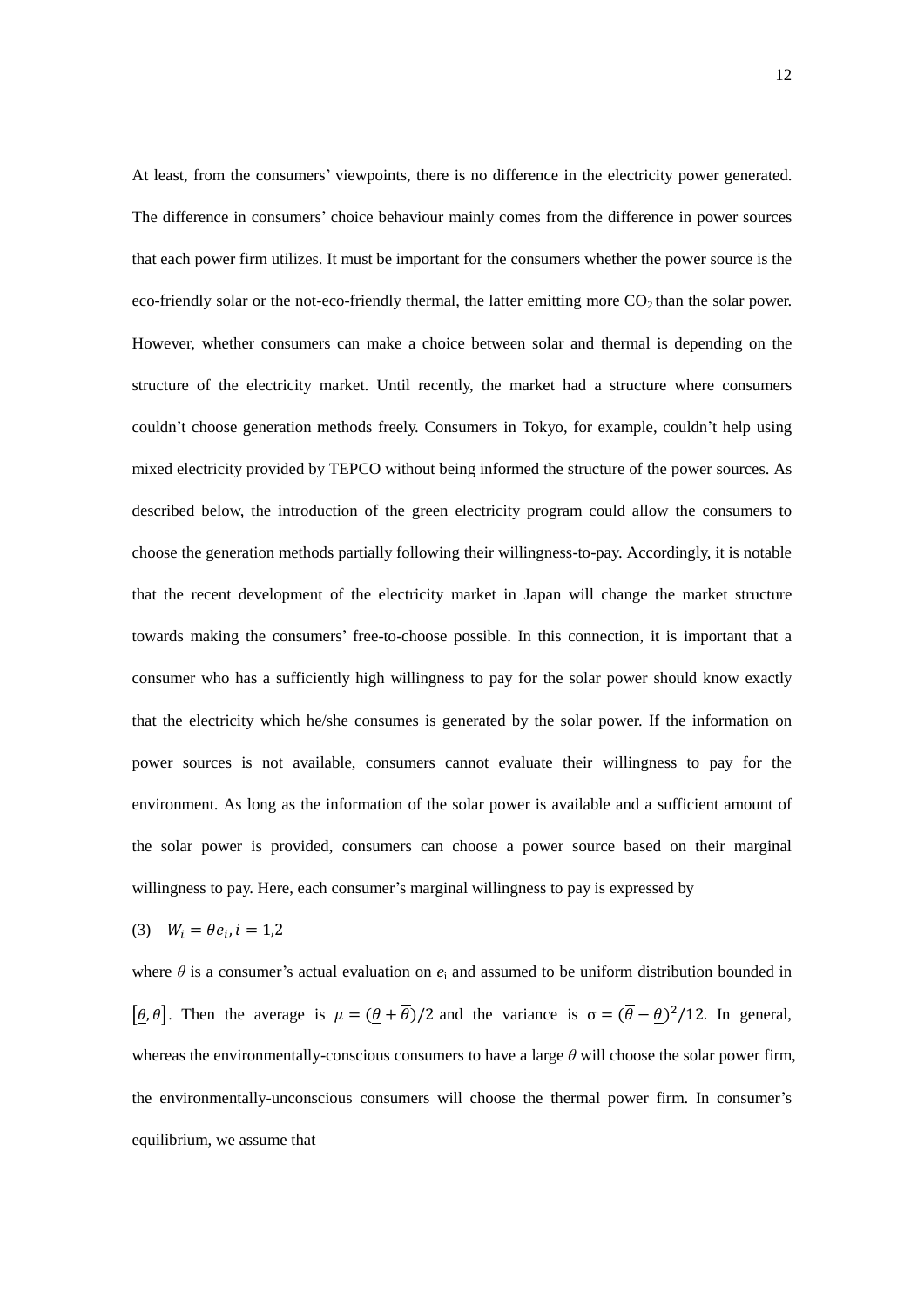At least, from the consumers' viewpoints, there is no difference in the electricity power generated. The difference in consumers' choice behaviour mainly comes from the difference in power sources that each power firm utilizes. It must be important for the consumers whether the power source is the eco-friendly solar or the not-eco-friendly thermal, the latter emitting more $CO_2$ than the solar power. However, whether consumers can make a choice between solar and thermal is depending on the structure of the electricity market. Until recently, the market had a structure where consumers couldn't choose generation methods freely. Consumers in Tokyo, for example, couldn't help using mixed electricity provided by TEPCO without being informed the structure of the power sources. As described below, the introduction of the green electricity program could allow the consumers to choose the generation methods partially following their willingness-to-pay. Accordingly, it is notable that the recent development of the electricity market in Japan will change the market structure towards making the consumers' free-to-choose possible. In this connection, it is important that a consumer who has a sufficiently high willingness to pay for the solar power should know exactly that the electricity which he/she consumes is generated by the solar power. If the information on power sources is not available, consumers cannot evaluate their willingness to pay for the environment. As long as the information of the solar power is available and a sufficient amount of the solar power is provided, consumers can choose a power source based on their marginal willingness to pay. Here, each consumer's marginal willingness to pay is expressed by

(3) $W_i = \theta e_i, i = 1,2$

where $\theta$ is a consumer's actual evaluation on $e_i$ and assumed to be uniform distribution bounded in $[\underline{\theta}, \overline{\theta}]$. Then the average is $\mu = (\underline{\theta} + \overline{\theta})/2$ and the variance is $\sigma = (\overline{\theta} - \underline{\theta})^2/12$. In general, whereas the environmentally-conscious consumers to have a large $\theta$ will choose the solar power firm, the environmentally-unconscious consumers will choose the thermal power firm. In consumer's equilibrium, we assume that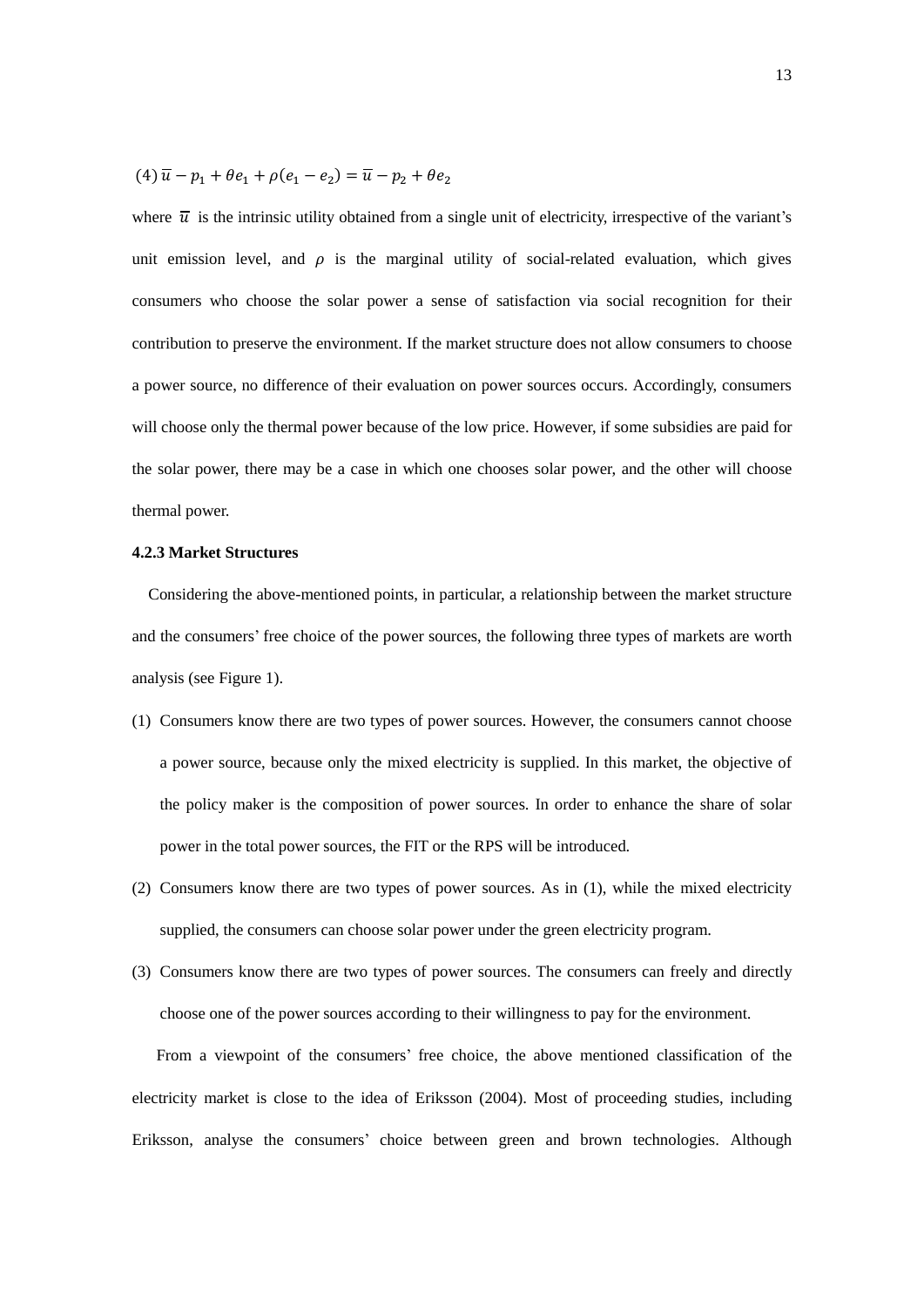$$(4)\ \overline{u} - p_1 + \theta e_1 + \rho(e_1 - e_2) = \overline{u} - p_2 + \theta e_2$$

where $\overline{u}$ is the intrinsic utility obtained from a single unit of electricity, irrespective of the variant's unit emission level, and $\rho$ is the marginal utility of social-related evaluation, which gives consumers who choose the solar power a sense of satisfaction via social recognition for their contribution to preserve the environment. If the market structure does not allow consumers to choose a power source, no difference of their evaluation on power sources occurs. Accordingly, consumers will choose only the thermal power because of the low price. However, if some subsidies are paid for the solar power, there may be a case in which one chooses solar power, and the other will choose thermal power.

### 4.2.3 Market Structures

Considering the above-mentioned points, in particular, a relationship between the market structure and the consumers' free choice of the power sources, the following three types of markets are worth analysis (see Figure 1).

1. Consumers know there are two types of power sources. However, the consumers cannot choose a power source, because only the mixed electricity is supplied. In this market, the objective of the policy maker is the composition of power sources. In order to enhance the share of solar power in the total power sources, the FIT or the RPS will be introduced.
2. Consumers know there are two types of power sources. As in (1), while the mixed electricity supplied, the consumers can choose solar power under the green electricity program.
3. Consumers know there are two types of power sources. The consumers can freely and directly choose one of the power sources according to their willingness to pay for the environment.

From a viewpoint of the consumers' free choice, the above mentioned classification of the electricity market is close to the idea of Eriksson (2004). Most of proceeding studies, including Eriksson, analyse the consumers' choice between green and brown technologies. Although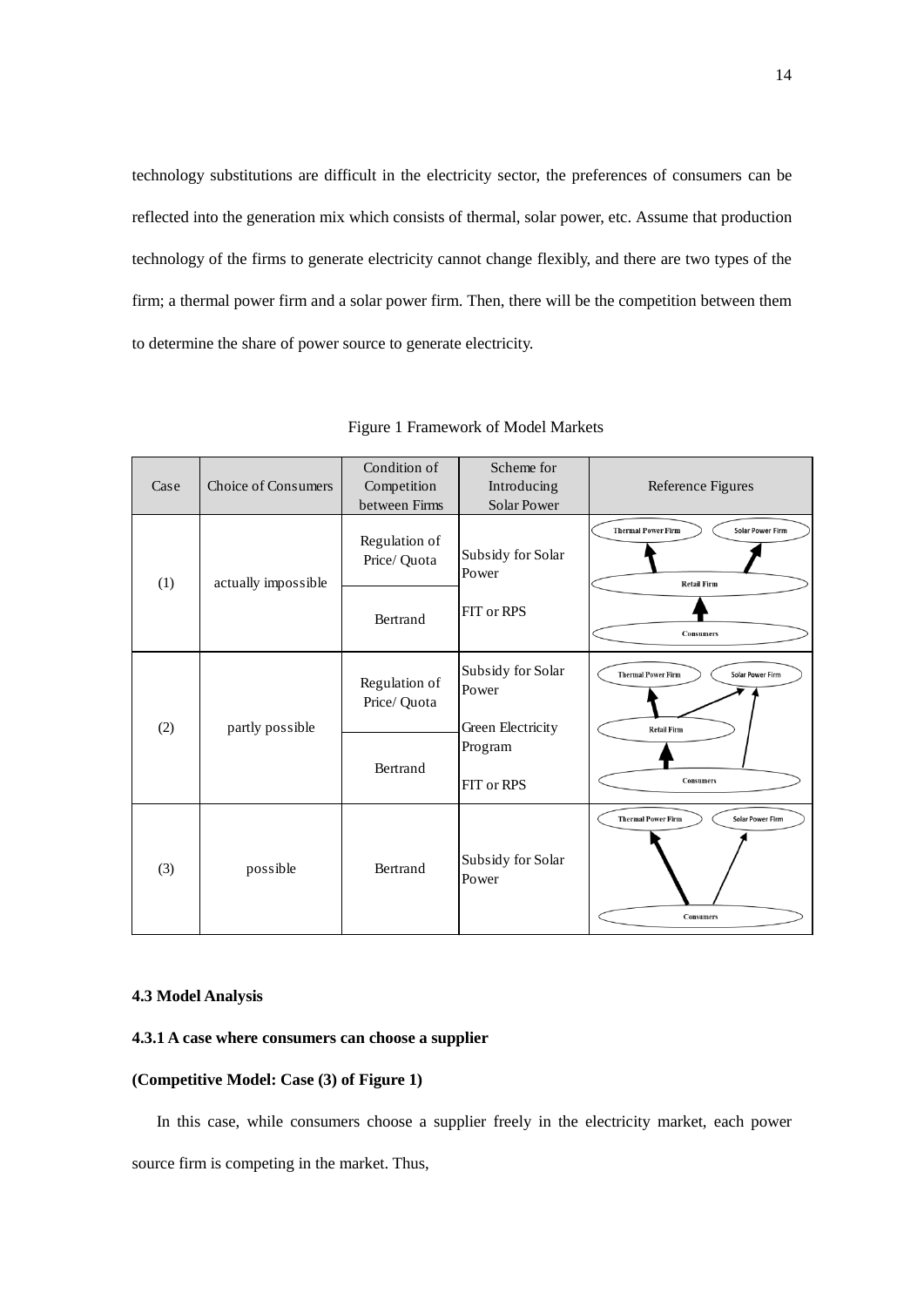technology substitutions are difficult in the electricity sector, the preferences of consumers can be reflected into the generation mix which consists of thermal, solar power, etc. Assume that production technology of the firms to generate electricity cannot change flexibly, and there are two types of the firm; a thermal power firm and a solar power firm. Then, there will be the competition between them to determine the share of power source to generate electricity.

Figure 1 Framework of Model Markets

| Case | Choice of Consumers | Condition of Competition between Firms | Scheme for Introducing Solar Power | Reference Figures |
|---|---|---|---|---|
| (1) | actually impossible | Regulation of Price/ Quota | Subsidy for Solar Power | Thermal Power Firm, Solar Power Firm, Retail Firm, Consumers |
| | | Bertrand | FIT or RPS | |
| (2) | partly possible | Regulation of Price/ Quota | Subsidy for Solar Power | Thermal Power Firm, Solar Power Firm, Retail Firm, Consumers |
| | | Bertrand | Green Electricity Program<br>FIT or RPS | |
| (3) | possible | Bertrand | Subsidy for Solar Power | Thermal Power Firm, Solar Power Firm, Consumers |

### 4.3 Model Analysis

#### 4.3.1 A case where consumers can choose a supplier

#### (Competitive Model: Case (3) of Figure 1)

In this case, while consumers choose a supplier freely in the electricity market, each power source firm is competing in the market. Thus,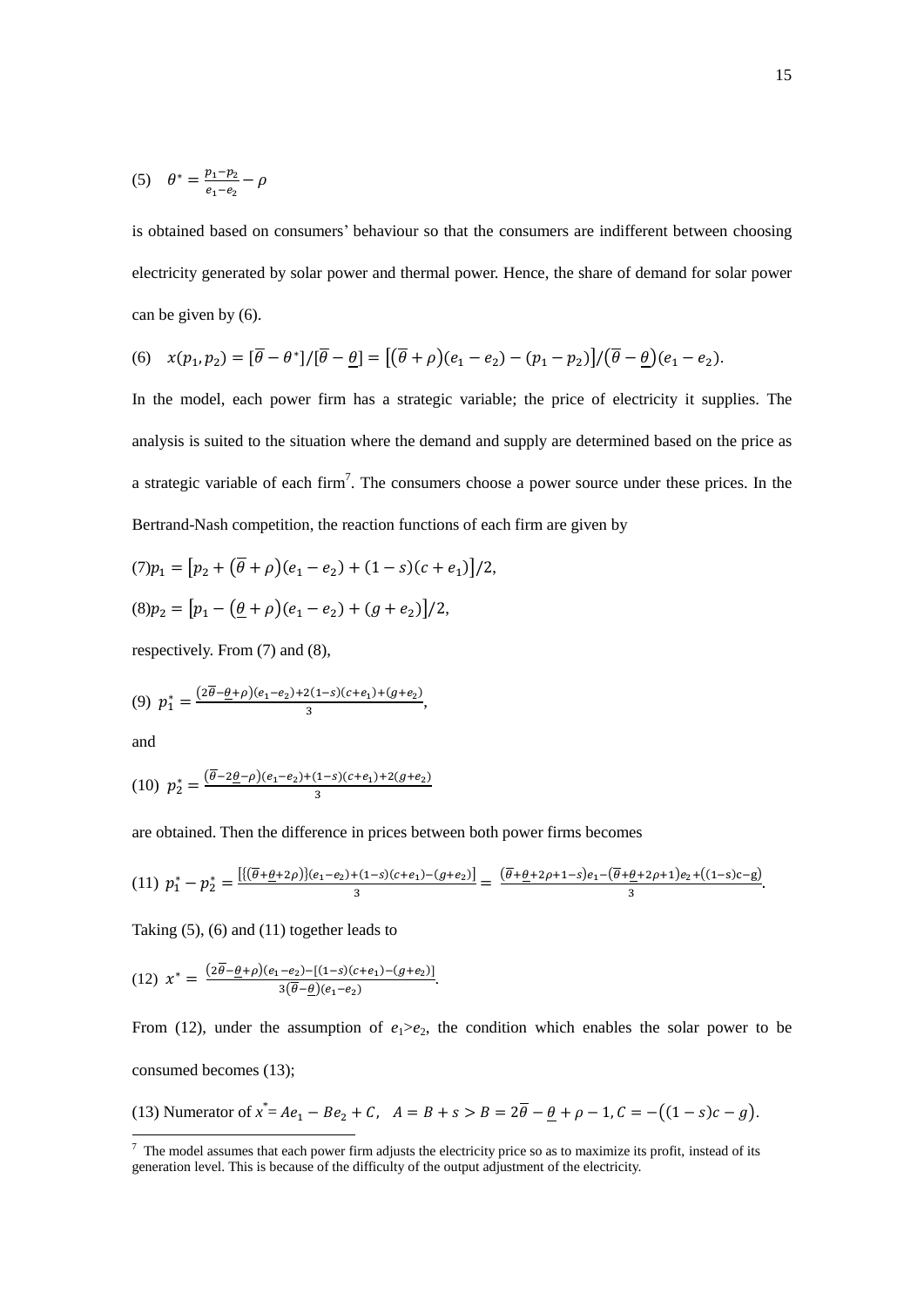$$(5) \quad \theta^* = \frac{p_1 - p_2}{e_1 - e_2} - \rho$$

is obtained based on consumers' behaviour so that the consumers are indifferent between choosing electricity generated by solar power and thermal power. Hence, the share of demand for solar power can be given by (6).

$$(6) \quad x(p_1, p_2) = [\overline{\theta} - \theta^*]/[\overline{\theta} - \underline{\theta}] = \left[\left(\overline{\theta} + \rho\right)(e_1 - e_2) - (p_1 - p_2)\right]/\left(\overline{\theta} - \underline{\theta}\right)(e_1 - e_2).$$

In the model, each power firm has a strategic variable; the price of electricity it supplies. The analysis is suited to the situation where the demand and supply are determined based on the price as a strategic variable of each firm[7]. The consumers choose a power source under these prices. In the Bertrand-Nash competition, the reaction functions of each firm are given by

$$(7) p_1 = \left[p_2 + \left(\overline{\theta} + \rho\right)(e_1 - e_2) + (1 - s)(c + e_1)\right]/2,$$

$$(8) p_2 = \left[p_1 - \left(\underline{\theta} + \rho\right)(e_1 - e_2) + (g + e_2)\right]/2,$$

respectively. From (7) and (8),

$$(9) \quad p_1^* = \frac{\left(2\overline{\theta} - \underline{\theta} + \rho\right)(e_1 - e_2) + 2(1 - s)(c + e_1) + (g + e_2)}{3},$$

and

$$(10) \quad p_2^* = \frac{\left(\overline{\theta} - 2\underline{\theta} - \rho\right)(e_1 - e_2) + (1 - s)(c + e_1) + 2(g + e_2)}{3}$$

are obtained. Then the difference in prices between both power firms becomes

$$(11) \quad p_1^* - p_2^* = \frac{\left[\left\{\left(\overline{\theta} + \underline{\theta} + 2\rho\right)\right\}(e_1 - e_2) + (1 - s)(c + e_1) - (g + e_2)\right]}{3} = \frac{\left(\overline{\theta} + \underline{\theta} + 2\rho + 1 - s\right)e_1 - \left(\overline{\theta} + \underline{\theta} + 2\rho + 1\right)e_2 + \left((1 - s)c - g\right)}{3}.$$

Taking (5), (6) and (11) together leads to

$$(12) \quad x^* = \frac{\left(2\overline{\theta} - \underline{\theta} + \rho\right)(e_1 - e_2) - \left[(1 - s)(c + e_1) - (g + e_2)\right]}{3\left(\overline{\theta} - \underline{\theta}\right)(e_1 - e_2)}.$$

From (12), under the assumption of $e_1 > e_2$, the condition which enables the solar power to be consumed becomes (13);

(13) Numerator of $x^* = Ae_1 - Be_2 + C, \quad A = B + s > B = 2\overline{\theta} - \underline{\theta} + \rho - 1, C = -\left((1 - s)c - g\right).$

[7] The model assumes that each power firm adjusts the electricity price so as to maximize its profit, instead of its generation level. This is because of the difficulty of the output adjustment of the electricity.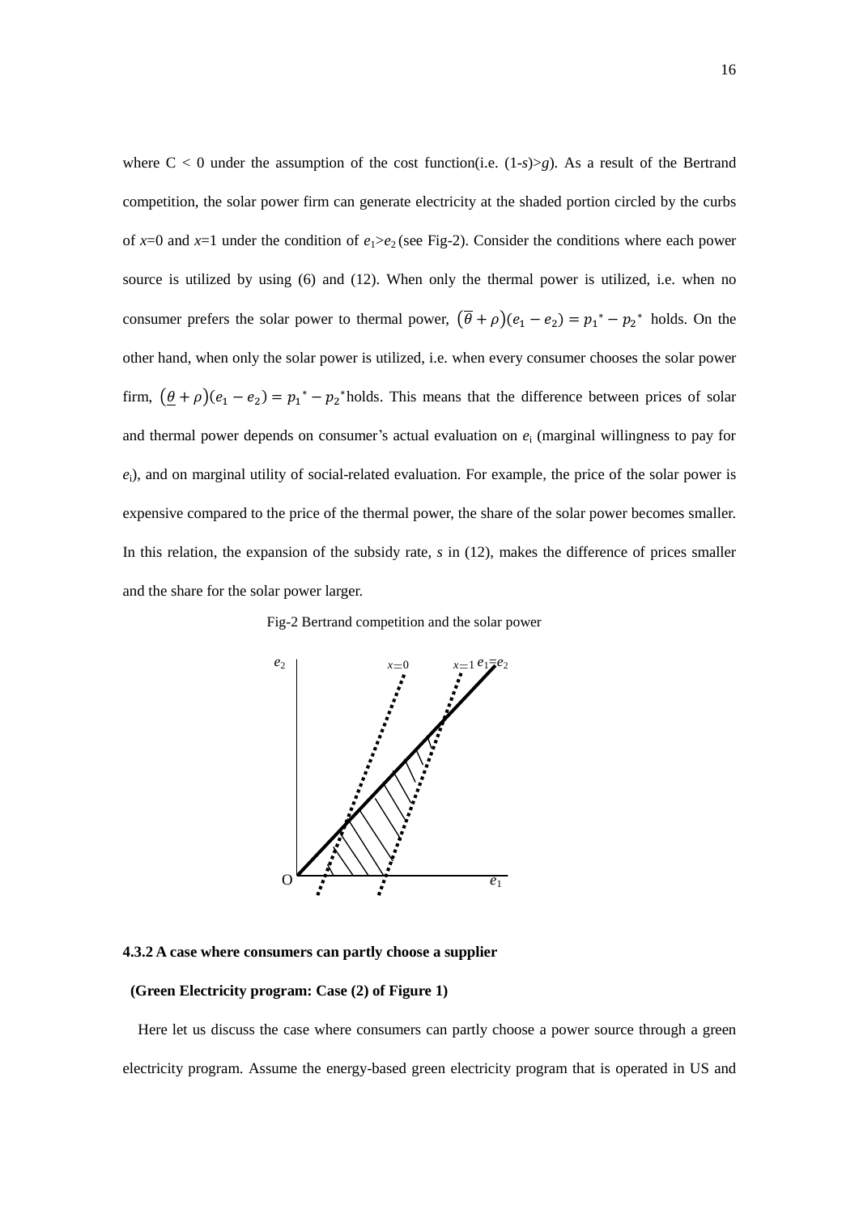where C < 0 under the assumption of the cost function(i.e. $(1\text{-}s)>g$). As a result of the Bertrand competition, the solar power firm can generate electricity at the shaded portion circled by the curbs of $x$=0 and $x$=1 under the condition of $e_1>e_2$ (see Fig-2). Consider the conditions where each power source is utilized by using (6) and (12). When only the thermal power is utilized, i.e. when no consumer prefers the solar power to thermal power, $(\overline{\theta}+\rho)(e_1-e_2)=p_1{}^*-p_2{}^*$ holds. On the other hand, when only the solar power is utilized, i.e. when every consumer chooses the solar power firm, $(\underline{\theta}+\rho)(e_1-e_2)=p_1{}^*-p_2{}^*$holds. This means that the difference between prices of solar and thermal power depends on consumer's actual evaluation on $e_i$ (marginal willingness to pay for $e_i$), and on marginal utility of social-related evaluation. For example, the price of the solar power is expensive compared to the price of the thermal power, the share of the solar power becomes smaller. In this relation, the expansion of the subsidy rate, $s$ in (12), makes the difference of prices smaller and the share for the solar power larger.

Fig-2 Bertrand competition and the solar power

#### 4.3.2 A case where consumers can partly choose a supplier

**(Green Electricity program: Case (2) of Figure 1)**

Here let us discuss the case where consumers can partly choose a power source through a green electricity program. Assume the energy-based green electricity program that is operated in US and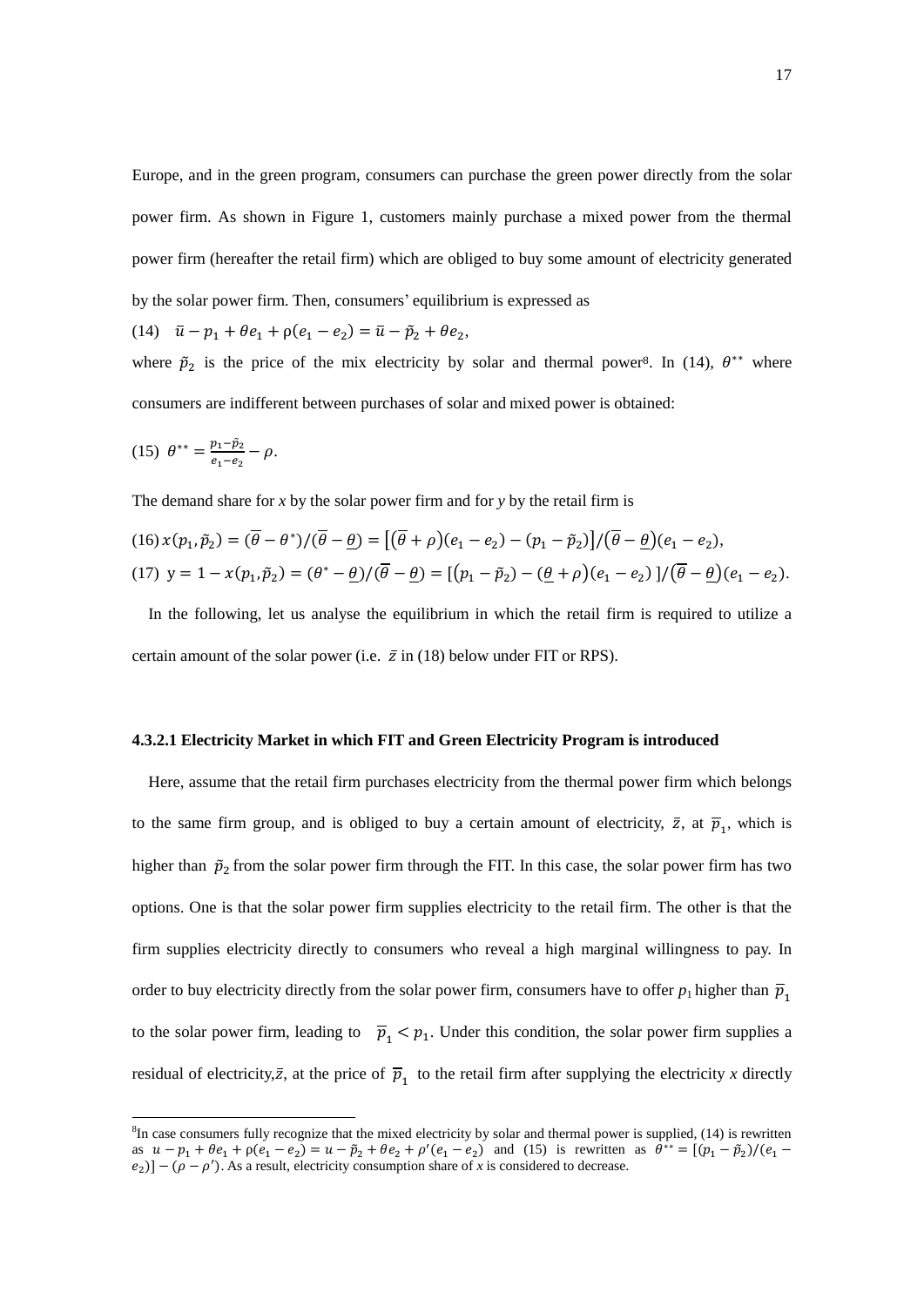Europe, and in the green program, consumers can purchase the green power directly from the solar power firm. As shown in Figure 1, customers mainly purchase a mixed power from the thermal power firm (hereafter the retail firm) which are obliged to buy some amount of electricity generated by the solar power firm. Then, consumers' equilibrium is expressed as

(14) $\bar{u} - p_1 + \theta e_1 + \rho(e_1 - e_2) = \bar{u} - \tilde{p}_2 + \theta e_2$,

where $\tilde{p}_2$ is the price of the mix electricity by solar and thermal power[8]. In (14), $\theta^{**}$ where consumers are indifferent between purchases of solar and mixed power is obtained:

(15) $\theta^{**} = \frac{p_1 - \tilde{p}_2}{e_1 - e_2} - \rho$.

The demand share for *x* by the solar power firm and for *y* by the retail firm is

(16) $x(p_1, \tilde{p}_2) = (\overline{\theta} - \theta^*)/(\overline{\theta} - \underline{\theta}) = \left[\left(\overline{\theta} + \rho\right)(e_1 - e_2) - (p_1 - \tilde{p}_2)\right]/\left(\overline{\theta} - \underline{\theta}\right)(e_1 - e_2)$,

(17) $y = 1 - x(p_1, \tilde{p}_2) = (\theta^* - \underline{\theta})/(\overline{\theta} - \underline{\theta}) = [(p_1 - \tilde{p}_2) - (\underline{\theta} + \rho)(e_1 - e_2)]/\left(\overline{\theta} - \underline{\theta}\right)(e_1 - e_2)$.

In the following, let us analyse the equilibrium in which the retail firm is required to utilize a certain amount of the solar power (i.e. $\bar{z}$ in (18) below under FIT or RPS).

#### 4.3.2.1 Electricity Market in which FIT and Green Electricity Program is introduced

Here, assume that the retail firm purchases electricity from the thermal power firm which belongs to the same firm group, and is obliged to buy a certain amount of electricity, $\bar{z}$, at $\overline{p}_1$, which is higher than $\tilde{p}_2$ from the solar power firm through the FIT. In this case, the solar power firm has two options. One is that the solar power firm supplies electricity to the retail firm. The other is that the firm supplies electricity directly to consumers who reveal a high marginal willingness to pay. In order to buy electricity directly from the solar power firm, consumers have to offer $p_1$ higher than $\overline{p}_1$ to the solar power firm, leading to $\overline{p}_1 < p_1$. Under this condition, the solar power firm supplies a residual of electricity, $\bar{z}$, at the price of $\overline{p}_1$ to the retail firm after supplying the electricity *x* directly

[8] In case consumers fully recognize that the mixed electricity by solar and thermal power is supplied, (14) is rewritten as $u - p_1 + \theta e_1 + \rho(e_1 - e_2) = u - \tilde{p}_2 + \theta e_2 + \rho'(e_1 - e_2)$ and (15) is rewritten as $\theta^{**} = [(p_1 - \tilde{p}_2)/(e_1 - e_2)] - (\rho - \rho')$. As a result, electricity consumption share of *x* is considered to decrease.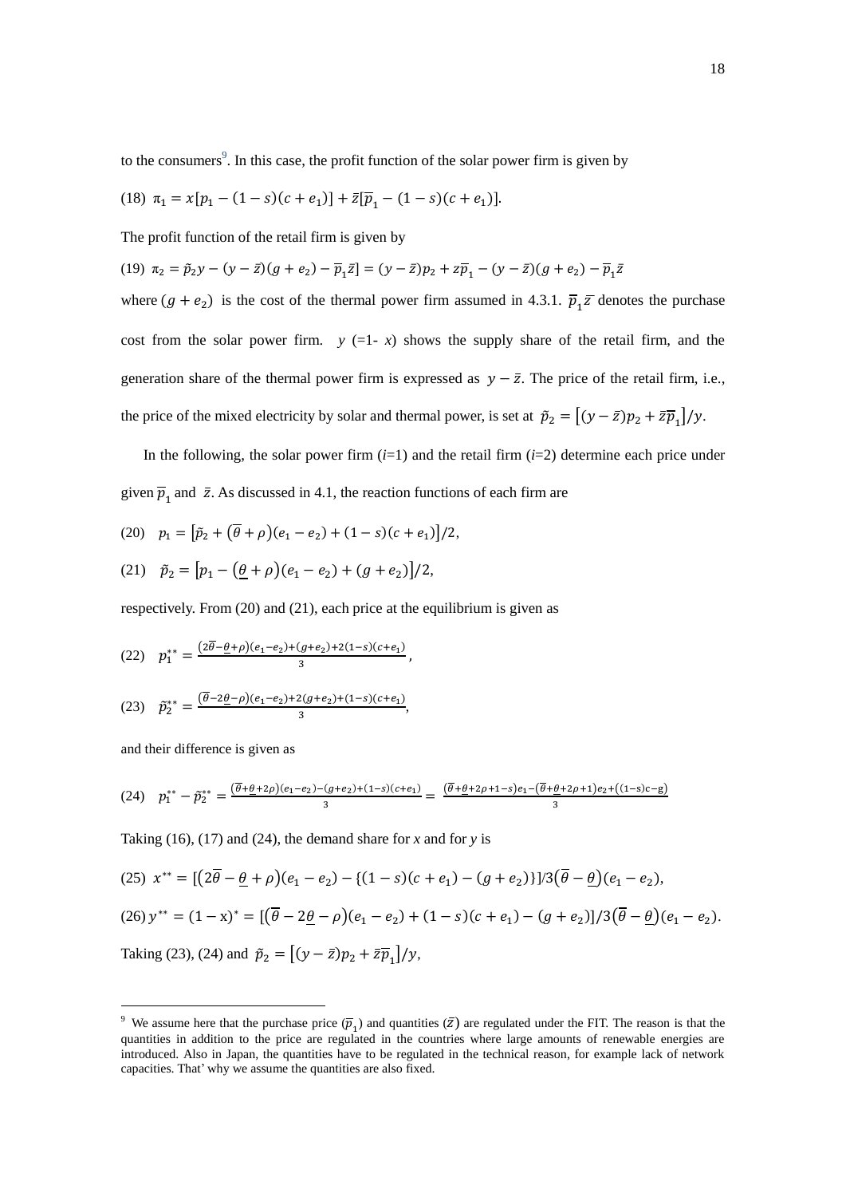to the consumers[9]. In this case, the profit function of the solar power firm is given by

(18) $\pi_1 = x[p_1 - (1-s)(c+e_1)] + \bar{z}[\overline{p}_1 - (1-s)(c+e_1)]$.

The profit function of the retail firm is given by

(19) $\pi_2 = \tilde{p}_2 y - (y-\bar{z})(g+e_2) - \overline{p}_1\bar{z}] = (y-\bar{z})p_2 + z\overline{p}_1 - (y-\bar{z})(g+e_2) - \overline{p}_1\bar{z}$

where $(g+e_2)$ is the cost of the thermal power firm assumed in 4.3.1. $\overline{p}_1\bar{z}$ denotes the purchase cost from the solar power firm. $y$ (=1- $x$) shows the supply share of the retail firm, and the generation share of the thermal power firm is expressed as $y-\bar{z}$. The price of the retail firm, i.e., the price of the mixed electricity by solar and thermal power, is set at $\tilde{p}_2 = [(y-\bar{z})p_2 + \bar{z}\overline{p}_1]/y$.

In the following, the solar power firm ($i$=1) and the retail firm ($i$=2) determine each price under given $\overline{p}_1$ and $\bar{z}$. As discussed in 4.1, the reaction functions of each firm are

(20) $p_1 = [\tilde{p}_2 + (\overline{\theta}+\rho)(e_1-e_2) + (1-s)(c+e_1)]/2$,

(21) $\tilde{p}_2 = [p_1 - (\underline{\theta}+\rho)(e_1-e_2) + (g+e_2)]/2$,

respectively. From (20) and (21), each price at the equilibrium is given as

(22) $p_1^{**} = \frac{(2\overline{\theta}-\underline{\theta}+\rho)(e_1-e_2)+(g+e_2)+2(1-s)(c+e_1)}{3}$,

(23) $\tilde{p}_2^{**} = \frac{(\overline{\theta}-2\underline{\theta}-\rho)(e_1-e_2)+2(g+e_2)+(1-s)(c+e_1)}{3}$,

and their difference is given as

(24) $p_1^{**} - \tilde{p}_2^{**} = \frac{(\overline{\theta}+\underline{\theta}+2\rho)(e_1-e_2)-(g+e_2)+(1-s)(c+e_1)}{3} = \frac{(\overline{\theta}+\underline{\theta}+2\rho+1-s)e_1-(\overline{\theta}+\underline{\theta}+2\rho+1)e_2+((1-s)c-g)}{3}$

Taking (16), (17) and (24), the demand share for $x$ and for $y$ is

(25) $x^{**} = [(2\overline{\theta}-\underline{\theta}+\rho)(e_1-e_2) - \{(1-s)(c+e_1)-(g+e_2)\}]/3(\overline{\theta}-\underline{\theta})(e_1-e_2)$,

(26) $y^{**} = (1-x)^* = [(\overline{\theta}-2\underline{\theta}-\rho)(e_1-e_2) + (1-s)(c+e_1) - (g+e_2)]/3(\overline{\theta}-\underline{\theta})(e_1-e_2)$.

Taking (23), (24) and $\tilde{p}_2 = [(y-\bar{z})p_2 + \bar{z}\overline{p}_1]/y$,

---

[9] We assume here that the purchase price ($\overline{p}_1$) and quantities ($\bar{z}$) are regulated under the FIT. The reason is that the quantities in addition to the price are regulated in the countries where large amounts of renewable energies are introduced. Also in Japan, the quantities have to be regulated in the technical reason, for example lack of network capacities. That' why we assume the quantities are also fixed.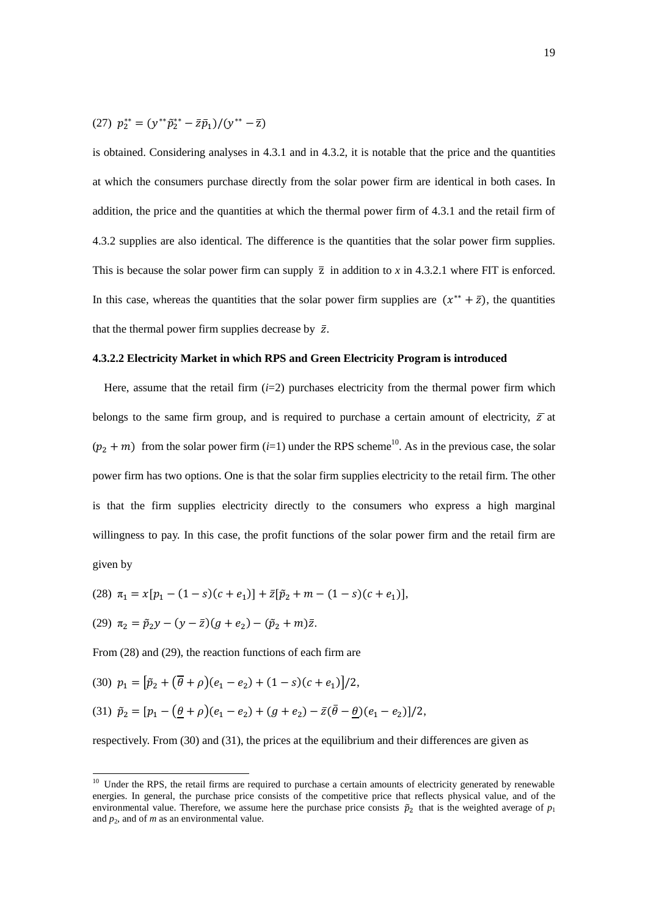(27) $p_2^{**} = (y^{**}\tilde{p}_2^{**} - \bar{z}\bar{p}_1)/(y^{**} - \bar{z})$

is obtained. Considering analyses in 4.3.1 and in 4.3.2, it is notable that the price and the quantities at which the consumers purchase directly from the solar power firm are identical in both cases. In addition, the price and the quantities at which the thermal power firm of 4.3.1 and the retail firm of 4.3.2 supplies are also identical. The difference is the quantities that the solar power firm supplies. This is because the solar power firm can supply $\bar{z}$ in addition to $x$ in 4.3.2.1 where FIT is enforced. In this case, whereas the quantities that the solar power firm supplies are $(x^{**} + \bar{z})$, the quantities that the thermal power firm supplies decrease by $\bar{z}$.

#### 4.3.2.2 Electricity Market in which RPS and Green Electricity Program is introduced

Here, assume that the retail firm ($i$=2) purchases electricity from the thermal power firm which belongs to the same firm group, and is required to purchase a certain amount of electricity, $\bar{z}$ at $(p_2 + m)$ from the solar power firm ($i$=1) under the RPS scheme[10]. As in the previous case, the solar power firm has two options. One is that the solar firm supplies electricity to the retail firm. The other is that the firm supplies electricity directly to the consumers who express a high marginal willingness to pay. In this case, the profit functions of the solar power firm and the retail firm are given by

(28) $\pi_1 = x[p_1 - (1-s)(c+e_1)] + \bar{z}[\tilde{p}_2 + m - (1-s)(c+e_1)]$,

(29) $\pi_2 = \tilde{p}_2 y - (y - \bar{z})(g + e_2) - (\tilde{p}_2 + m)\bar{z}$.

From (28) and (29), the reaction functions of each firm are

(30) $p_1 = \left[\tilde{p}_2 + (\overline{\theta} + \rho)(e_1 - e_2) + (1-s)(c+e_1)\right]/2$,

(31) $\tilde{p}_2 = [p_1 - (\underline{\theta} + \rho)(e_1 - e_2) + (g + e_2) - \bar{z}(\bar{\theta} - \underline{\theta})(e_1 - e_2)]/2$,

respectively. From (30) and (31), the prices at the equilibrium and their differences are given as

---

[10] Under the RPS, the retail firms are required to purchase a certain amounts of electricity generated by renewable energies. In general, the purchase price consists of the competitive price that reflects physical value, and of the environmental value. Therefore, we assume here the purchase price consists $\tilde{p}_2$ that is the weighted average of $p_1$ and $p_2$, and of $m$ as an environmental value.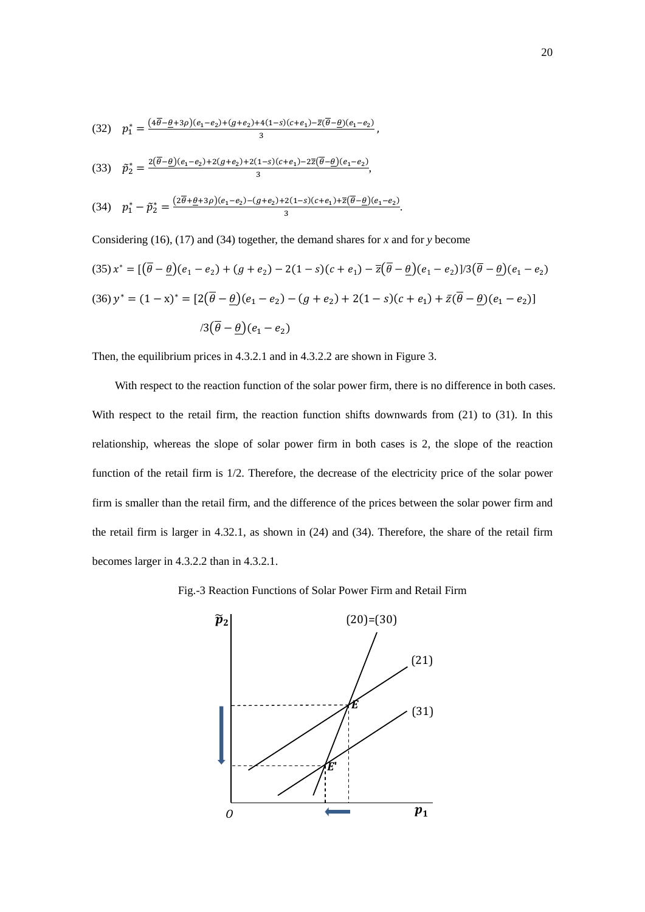(32) $p_1^* = \frac{(4\overline{\theta}-\underline{\theta}+3\rho)(e_1-e_2)+(g+e_2)+4(1-s)(c+e_1)-\overline{z}(\overline{\theta}-\underline{\theta})(e_1-e_2)}{3}$,

(33) $\tilde{p}_2^* = \frac{2(\overline{\theta}-\underline{\theta})(e_1-e_2)+2(g+e_2)+2(1-s)(c+e_1)-2\overline{z}(\overline{\theta}-\underline{\theta})(e_1-e_2)}{3}$,

(34) $p_1^* - \tilde{p}_2^* = \frac{(2\overline{\theta}+\underline{\theta}+3\rho)(e_1-e_2)-(g+e_2)+2(1-s)(c+e_1)+\overline{z}(\overline{\theta}-\underline{\theta})(e_1-e_2)}{3}$.

Considering (16), (17) and (34) together, the demand shares for *x* and for *y* become

(35) $x^* = [(\overline{\theta}-\underline{\theta})(e_1-e_2)+(g+e_2)-2(1-s)(c+e_1)-\overline{z}(\overline{\theta}-\underline{\theta})(e_1-e_2)]/3(\overline{\theta}-\underline{\theta})(e_1-e_2)$

(36) $y^* = (1-\mathrm{x})^* = [2(\overline{\theta}-\underline{\theta})(e_1-e_2)-(g+e_2)+2(1-s)(c+e_1)+\bar{z}(\overline{\theta}-\underline{\theta})(e_1-e_2)]$
$/3(\overline{\theta}-\underline{\theta})(e_1-e_2)$

Then, the equilibrium prices in 4.3.2.1 and in 4.3.2.2 are shown in Figure 3.

With respect to the reaction function of the solar power firm, there is no difference in both cases. With respect to the retail firm, the reaction function shifts downwards from (21) to (31). In this relationship, whereas the slope of solar power firm in both cases is 2, the slope of the reaction function of the retail firm is 1/2. Therefore, the decrease of the electricity price of the solar power firm is smaller than the retail firm, and the difference of the prices between the solar power firm and the retail firm is larger in 4.32.1, as shown in (24) and (34). Therefore, the share of the retail firm becomes larger in 4.3.2.2 than in 4.3.2.1.

Fig.-3 Reaction Functions of Solar Power Firm and Retail Firm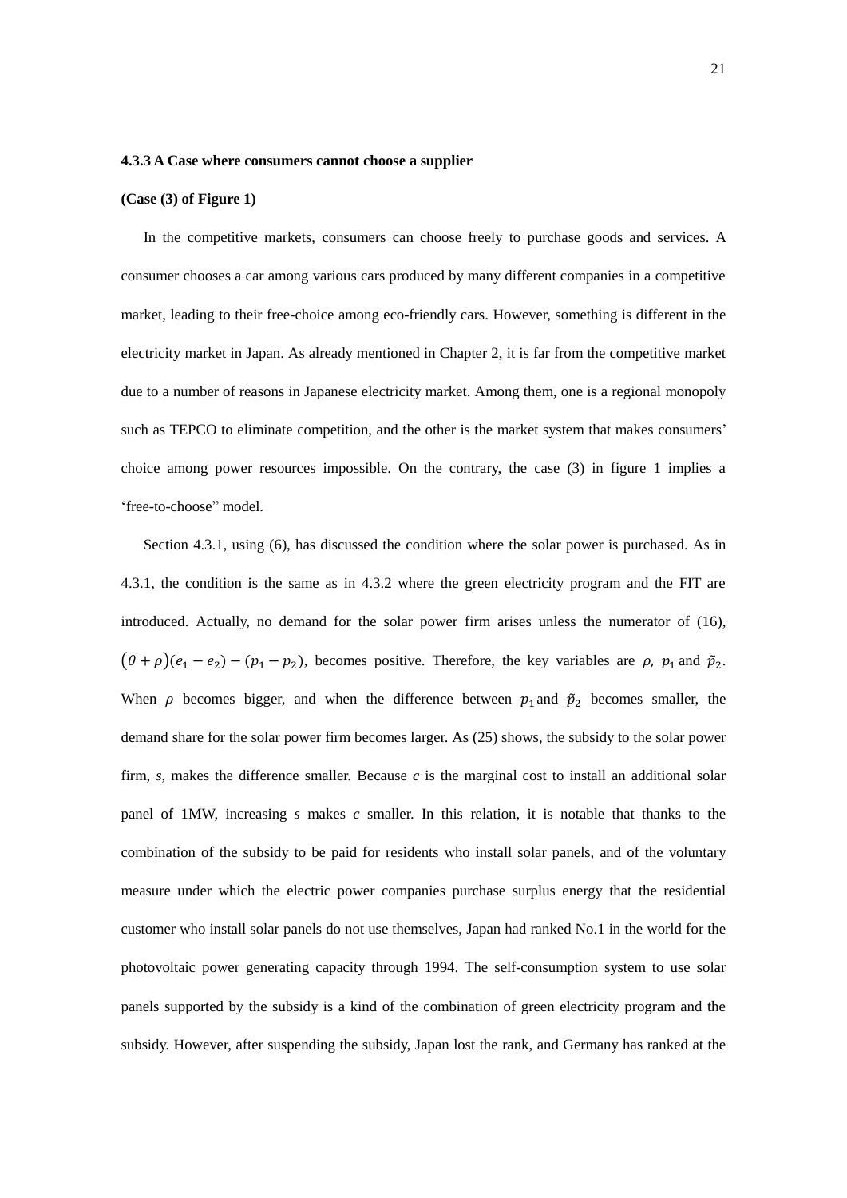**4.3.3 A Case where consumers cannot choose a supplier**

**(Case (3) of Figure 1)**

In the competitive markets, consumers can choose freely to purchase goods and services. A consumer chooses a car among various cars produced by many different companies in a competitive market, leading to their free-choice among eco-friendly cars. However, something is different in the electricity market in Japan. As already mentioned in Chapter 2, it is far from the competitive market due to a number of reasons in Japanese electricity market. Among them, one is a regional monopoly such as TEPCO to eliminate competition, and the other is the market system that makes consumers' choice among power resources impossible. On the contrary, the case (3) in figure 1 implies a 'free-to-choose" model.

Section 4.3.1, using (6), has discussed the condition where the solar power is purchased. As in 4.3.1, the condition is the same as in 4.3.2 where the green electricity program and the FIT are introduced. Actually, no demand for the solar power firm arises unless the numerator of (16), $(\overline{\theta}+\rho)(e_1-e_2)-(p_1-p_2)$, becomes positive. Therefore, the key variables are $\rho$, $p_1$ and $\tilde{p}_2$. When $\rho$ becomes bigger, and when the difference between $p_1$ and $\tilde{p}_2$ becomes smaller, the demand share for the solar power firm becomes larger. As (25) shows, the subsidy to the solar power firm, $s$, makes the difference smaller. Because $c$ is the marginal cost to install an additional solar panel of 1MW, increasing $s$ makes $c$ smaller. In this relation, it is notable that thanks to the combination of the subsidy to be paid for residents who install solar panels, and of the voluntary measure under which the electric power companies purchase surplus energy that the residential customer who install solar panels do not use themselves, Japan had ranked No.1 in the world for the photovoltaic power generating capacity through 1994. The self-consumption system to use solar panels supported by the subsidy is a kind of the combination of green electricity program and the subsidy. However, after suspending the subsidy, Japan lost the rank, and Germany has ranked at the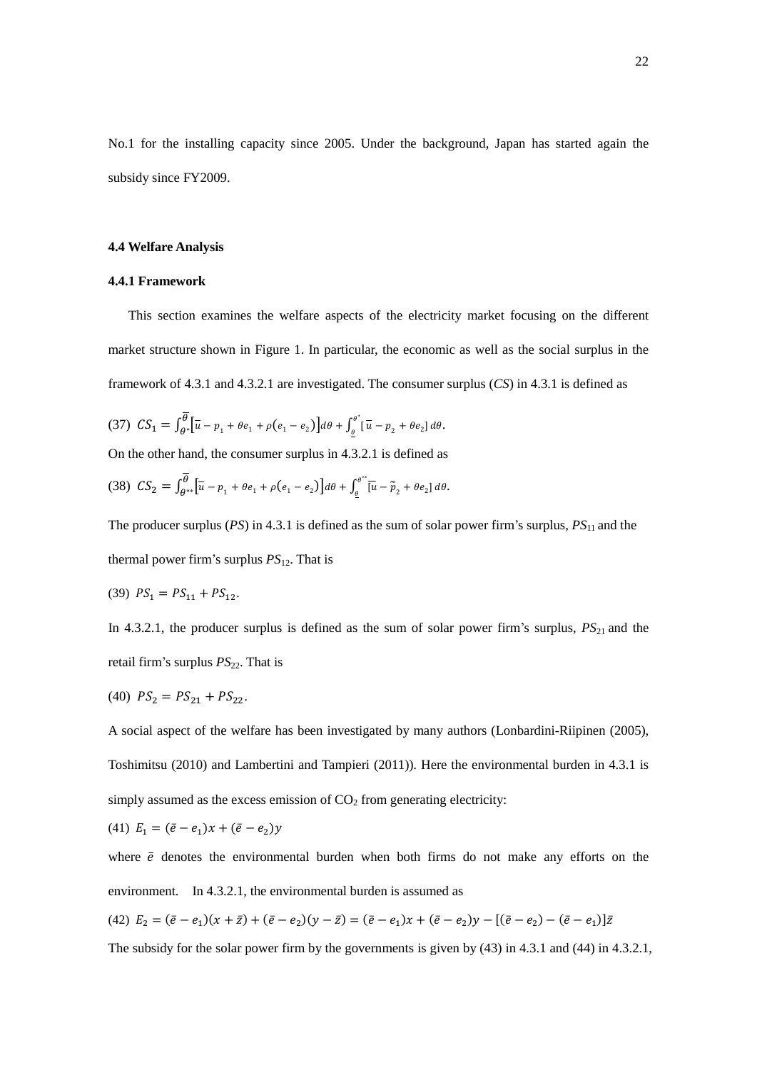No.1 for the installing capacity since 2005. Under the background, Japan has started again the subsidy since FY2009.

### 4.4 Welfare Analysis

#### 4.4.1 Framework

This section examines the welfare aspects of the electricity market focusing on the different market structure shown in Figure 1. In particular, the economic as well as the social surplus in the framework of 4.3.1 and 4.3.2.1 are investigated. The consumer surplus (*CS*) in 4.3.1 is defined as

$$(37)\ \ CS_1 = \int_{\theta^*}^{\overline{\theta}} \left[\overline{u} - p_1 + \theta e_1 + \rho(e_1 - e_2)\right] d\theta + \int_{\underline{\theta}}^{\theta^*} [\overline{u} - p_2 + \theta e_2]\, d\theta.$$

On the other hand, the consumer surplus in 4.3.2.1 is defined as

$$(38)\ \ CS_2 = \int_{\theta^{**}}^{\overline{\theta}} \left[\overline{u} - p_1 + \theta e_1 + \rho(e_1 - e_2)\right] d\theta + \int_{\underline{\theta}}^{\theta^{**}} [\overline{u} - \tilde{p}_2 + \theta e_2]\, d\theta.$$

The producer surplus (*PS*) in 4.3.1 is defined as the sum of solar power firm's surplus, $PS_{11}$ and the thermal power firm's surplus $PS_{12}$. That is

$$(39)\ \ PS_1 = PS_{11} + PS_{12}.$$

In 4.3.2.1, the producer surplus is defined as the sum of solar power firm's surplus, $PS_{21}$ and the retail firm's surplus $PS_{22}$. That is

$$(40)\ \ PS_2 = PS_{21} + PS_{22}.$$

A social aspect of the welfare has been investigated by many authors (Lonbardini-Riipinen (2005), Toshimitsu (2010) and Lambertini and Tampieri (2011)). Here the environmental burden in 4.3.1 is simply assumed as the excess emission of $CO_2$ from generating electricity:

$$(41)\ \ E_1 = (\bar{e} - e_1)x + (\bar{e} - e_2)y$$

where $\bar{e}$ denotes the environmental burden when both firms do not make any efforts on the environment. In 4.3.2.1, the environmental burden is assumed as

$$(42)\ \ E_2 = (\bar{e} - e_1)(x + \bar{z}) + (\bar{e} - e_2)(y - \bar{z}) = (\bar{e} - e_1)x + (\bar{e} - e_2)y - [(\bar{e} - e_2) - (\bar{e} - e_1)]\bar{z}$$

The subsidy for the solar power firm by the governments is given by (43) in 4.3.1 and (44) in 4.3.2.1,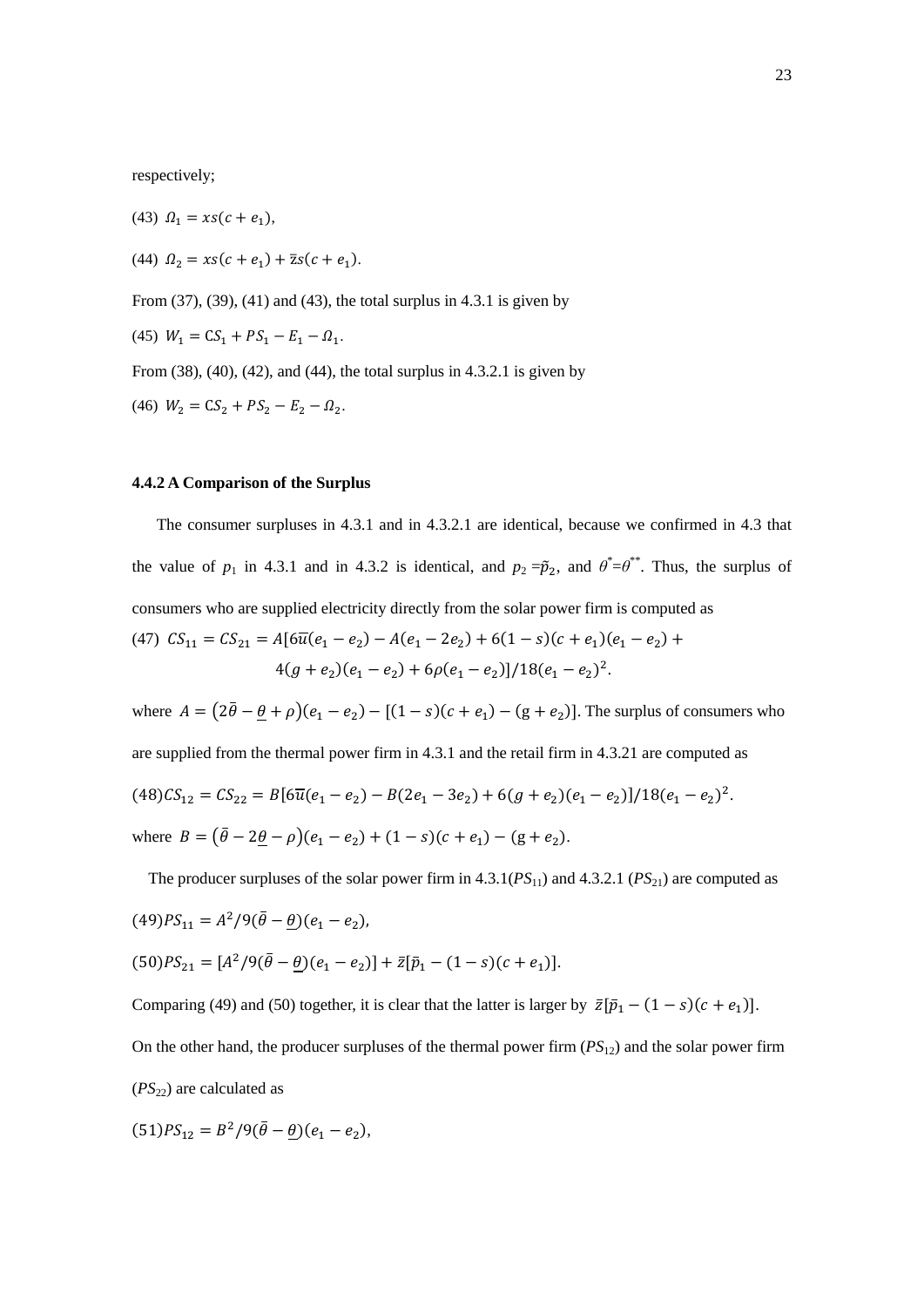respectively;

(43) $\Omega_1 = xs(c+e_1)$,

(44) $\Omega_2 = xs(c+e_1) + \bar{z}s(c+e_1)$.

From (37), (39), (41) and (43), the total surplus in 4.3.1 is given by

(45) $W_1 = CS_1 + PS_1 - E_1 - \Omega_1$.

From (38), (40), (42), and (44), the total surplus in 4.3.2.1 is given by

(46) $W_2 = CS_2 + PS_2 - E_2 - \Omega_2$.

### 4.4.2 A Comparison of the Surplus

The consumer surpluses in 4.3.1 and in 4.3.2.1 are identical, because we confirmed in 4.3 that the value of $p_1$ in 4.3.1 and in 4.3.2 is identical, and $p_2 = \tilde{p}_2$, and $\theta^* = \theta^{**}$. Thus, the surplus of consumers who are supplied electricity directly from the solar power firm is computed as

$$(47)\ CS_{11} = CS_{21} = A[6\bar{u}(e_1 - e_2) - A(e_1 - 2e_2) + 6(1-s)(c+e_1)(e_1 - e_2) + 4(g+e_2)(e_1 - e_2) + 6\rho(e_1 - e_2)]/18(e_1 - e_2)^2.$$

where $A = (2\bar{\theta} - \underline{\theta} + \rho)(e_1 - e_2) - [(1-s)(c+e_1) - (g+e_2)]$. The surplus of consumers who are supplied from the thermal power firm in 4.3.1 and the retail firm in 4.3.21 are computed as

$$(48) CS_{12} = CS_{22} = B[6\bar{u}(e_1 - e_2) - B(2e_1 - 3e_2) + 6(g+e_2)(e_1 - e_2)]/18(e_1 - e_2)^2.$$

where $B = (\bar{\theta} - 2\underline{\theta} - \rho)(e_1 - e_2) + (1-s)(c+e_1) - (g+e_2)$.

The producer surpluses of the solar power firm in 4.3.1($PS_{11}$) and 4.3.2.1 ($PS_{21}$) are computed as

$$(49) PS_{11} = A^2/9(\bar{\theta} - \underline{\theta})(e_1 - e_2),$$

$$(50) PS_{21} = [A^2/9(\bar{\theta} - \underline{\theta})(e_1 - e_2)] + \bar{z}[\bar{p}_1 - (1-s)(c+e_1)].$$

Comparing (49) and (50) together, it is clear that the latter is larger by $\bar{z}[\bar{p}_1 - (1-s)(c+e_1)]$. On the other hand, the producer surpluses of the thermal power firm ($PS_{12}$) and the solar power firm ($PS_{22}$) are calculated as

$$(51) PS_{12} = B^2/9(\bar{\theta} - \underline{\theta})(e_1 - e_2),$$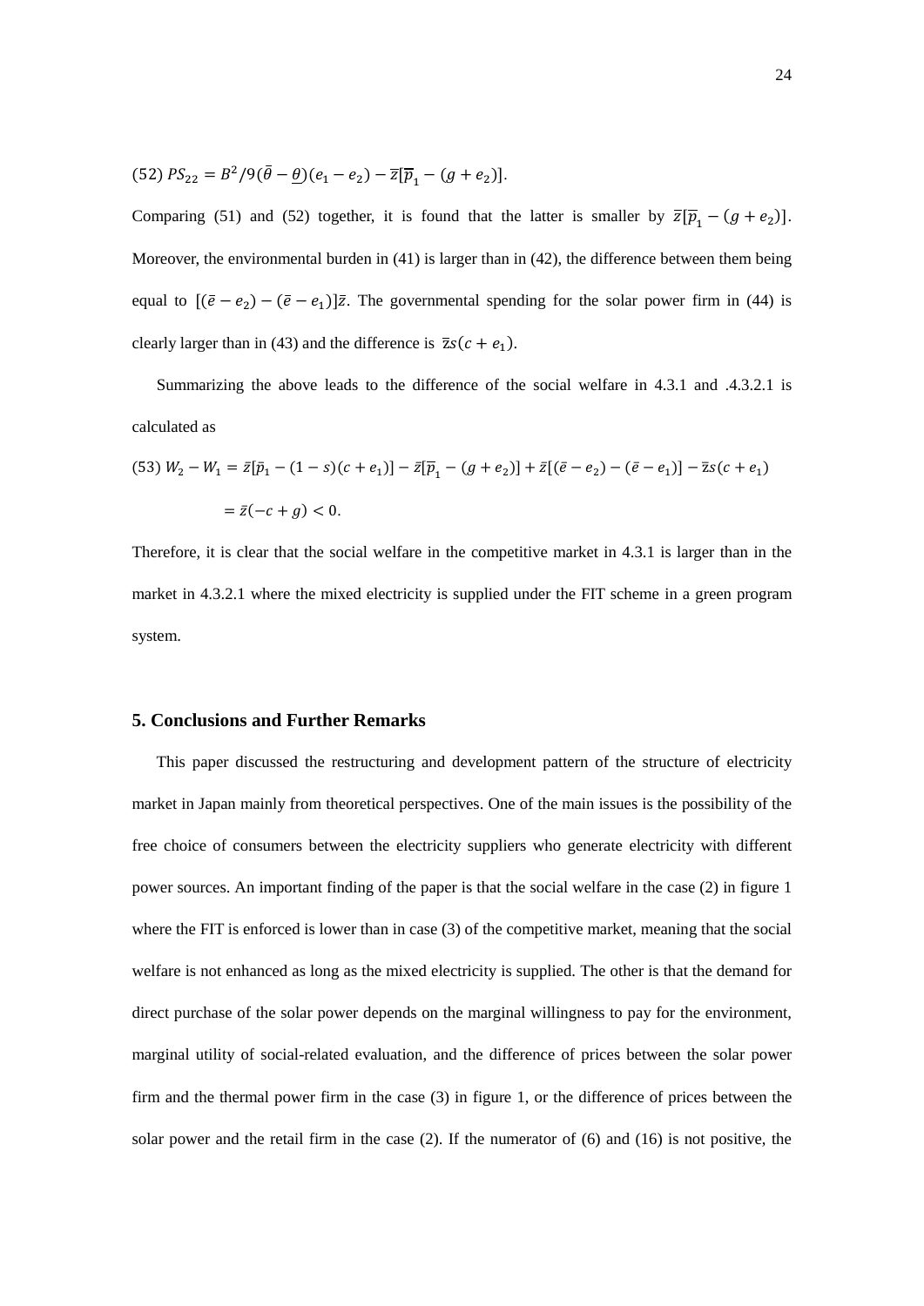(52) $PS_{22} = B^2/9(\bar{\theta} - \underline{\theta})(e_1 - e_2) - \bar{z}[\overline{p}_1 - (g + e_2)]$.

Comparing (51) and (52) together, it is found that the latter is smaller by $\bar{z}[\overline{p}_1 - (g + e_2)]$. Moreover, the environmental burden in (41) is larger than in (42), the difference between them being equal to $[(\bar{e} - e_2) - (\bar{e} - e_1)]\bar{z}$. The governmental spending for the solar power firm in (44) is clearly larger than in (43) and the difference is $\overline{z}s(c + e_1)$.

Summarizing the above leads to the difference of the social welfare in 4.3.1 and .4.3.2.1 is calculated as

$$
\begin{aligned}
(53)\ W_2 - W_1 &= \bar{z}[\bar{p}_1 - (1 - s)(c + e_1)] - \bar{z}[\overline{p}_1 - (g + e_2)] + \bar{z}[(\bar{e} - e_2) - (\bar{e} - e_1)] - \overline{z}s(c + e_1) \\
&= \bar{z}(-c + g) < 0.
\end{aligned}
$$

Therefore, it is clear that the social welfare in the competitive market in 4.3.1 is larger than in the market in 4.3.2.1 where the mixed electricity is supplied under the FIT scheme in a green program system.

## 5. Conclusions and Further Remarks

This paper discussed the restructuring and development pattern of the structure of electricity market in Japan mainly from theoretical perspectives. One of the main issues is the possibility of the free choice of consumers between the electricity suppliers who generate electricity with different power sources. An important finding of the paper is that the social welfare in the case (2) in figure 1 where the FIT is enforced is lower than in case (3) of the competitive market, meaning that the social welfare is not enhanced as long as the mixed electricity is supplied. The other is that the demand for direct purchase of the solar power depends on the marginal willingness to pay for the environment, marginal utility of social-related evaluation, and the difference of prices between the solar power firm and the thermal power firm in the case (3) in figure 1, or the difference of prices between the solar power and the retail firm in the case (2). If the numerator of (6) and (16) is not positive, the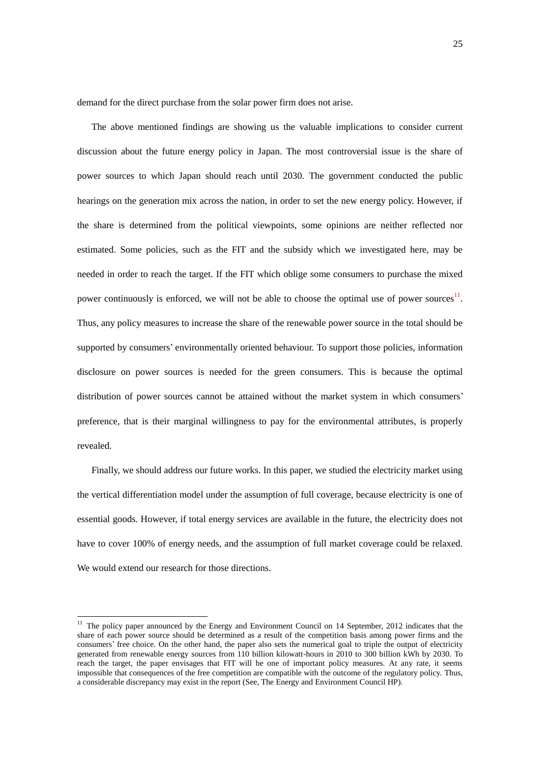demand for the direct purchase from the solar power firm does not arise.

The above mentioned findings are showing us the valuable implications to consider current discussion about the future energy policy in Japan. The most controversial issue is the share of power sources to which Japan should reach until 2030. The government conducted the public hearings on the generation mix across the nation, in order to set the new energy policy. However, if the share is determined from the political viewpoints, some opinions are neither reflected nor estimated. Some policies, such as the FIT and the subsidy which we investigated here, may be needed in order to reach the target. If the FIT which oblige some consumers to purchase the mixed power continuously is enforced, we will not be able to choose the optimal use of power sources[11]. Thus, any policy measures to increase the share of the renewable power source in the total should be supported by consumers' environmentally oriented behaviour. To support those policies, information disclosure on power sources is needed for the green consumers. This is because the optimal distribution of power sources cannot be attained without the market system in which consumers' preference, that is their marginal willingness to pay for the environmental attributes, is properly revealed.

Finally, we should address our future works. In this paper, we studied the electricity market using the vertical differentiation model under the assumption of full coverage, because electricity is one of essential goods. However, if total energy services are available in the future, the electricity does not have to cover 100% of energy needs, and the assumption of full market coverage could be relaxed. We would extend our research for those directions.

[11] The policy paper announced by the Energy and Environment Council on 14 September, 2012 indicates that the share of each power source should be determined as a result of the competition basis among power firms and the consumers' free choice. On the other hand, the paper also sets the numerical goal to triple the output of electricity generated from renewable energy sources from 110 billion kilowatt-hours in 2010 to 300 billion kWh by 2030. To reach the target, the paper envisages that FIT will be one of important policy measures. At any rate, it seems impossible that consequences of the free competition are compatible with the outcome of the regulatory policy. Thus, a considerable discrepancy may exist in the report (See, The Energy and Environment Council HP).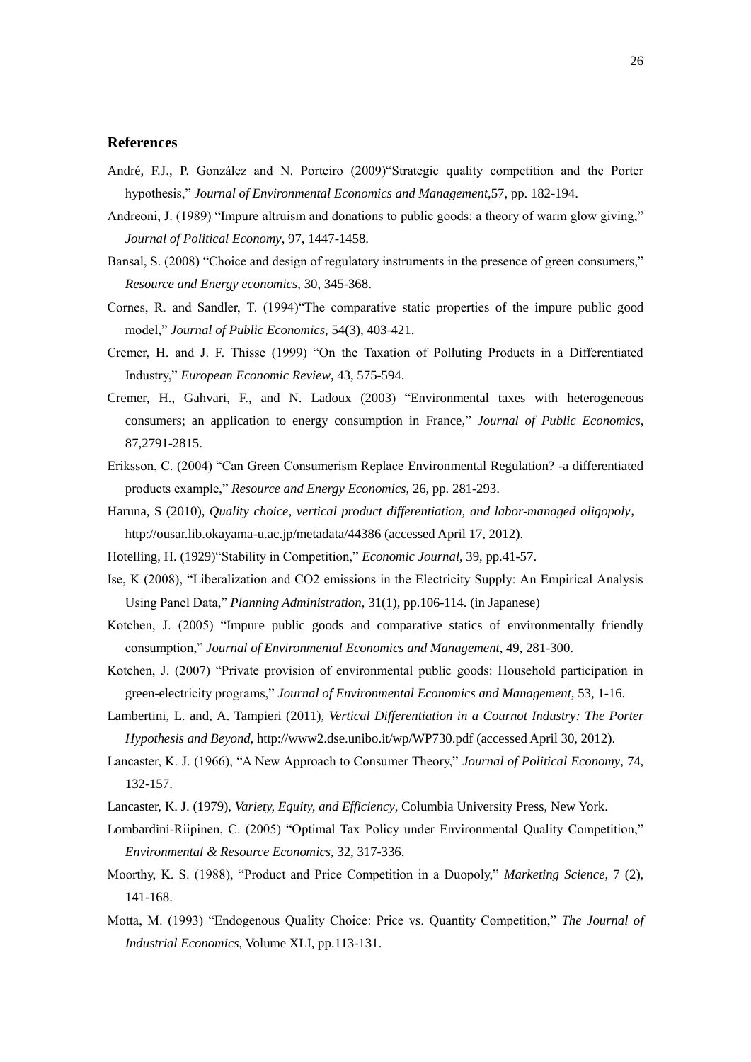## References

André, F.J., P. González and N. Porteiro (2009)"Strategic quality competition and the Porter hypothesis," *Journal of Environmental Economics and Management*,57, pp. 182-194.

Andreoni, J. (1989) "Impure altruism and donations to public goods: a theory of warm glow giving," *Journal of Political Economy*, 97, 1447-1458.

Bansal, S. (2008) "Choice and design of regulatory instruments in the presence of green consumers," *Resource and Energy economics*, 30, 345-368.

Cornes, R. and Sandler, T. (1994)"The comparative static properties of the impure public good model," *Journal of Public Economics*, 54(3), 403-421.

Cremer, H. and J. F. Thisse (1999) "On the Taxation of Polluting Products in a Differentiated Industry," *European Economic Review*, 43, 575-594.

Cremer, H., Gahvari, F., and N. Ladoux (2003) "Environmental taxes with heterogeneous consumers; an application to energy consumption in France," *Journal of Public Economics*, 87,2791-2815.

Eriksson, C. (2004) "Can Green Consumerism Replace Environmental Regulation? -a differentiated products example," *Resource and Energy Economics*, 26, pp. 281-293.

Haruna, S (2010), *Quality choice, vertical product differentiation, and labor-managed oligopoly*, http://ousar.lib.okayama-u.ac.jp/metadata/44386 (accessed April 17, 2012).

Hotelling, H. (1929)"Stability in Competition," *Economic Journal*, 39, pp.41-57.

Ise, K (2008), "Liberalization and CO2 emissions in the Electricity Supply: An Empirical Analysis Using Panel Data," *Planning Administration*, 31(1), pp.106-114. (in Japanese)

Kotchen, J. (2005) "Impure public goods and comparative statics of environmentally friendly consumption," *Journal of Environmental Economics and Management*, 49, 281-300.

Kotchen, J. (2007) "Private provision of environmental public goods: Household participation in green-electricity programs," *Journal of Environmental Economics and Management*, 53, 1-16.

Lambertini, L. and, A. Tampieri (2011), *Vertical Differentiation in a Cournot Industry: The Porter Hypothesis and Beyond*, http://www2.dse.unibo.it/wp/WP730.pdf (accessed April 30, 2012).

Lancaster, K. J. (1966), "A New Approach to Consumer Theory," *Journal of Political Economy*, 74, 132-157.

Lancaster, K. J. (1979), *Variety, Equity, and Efficiency*, Columbia University Press, New York.

Lombardini-Riipinen, C. (2005) "Optimal Tax Policy under Environmental Quality Competition," *Environmental & Resource Economics*, 32, 317-336.

Moorthy, K. S. (1988), "Product and Price Competition in a Duopoly," *Marketing Science*, 7 (2), 141-168.

Motta, M. (1993) "Endogenous Quality Choice: Price vs. Quantity Competition," *The Journal of Industrial Economics*, Volume XLI, pp.113-131.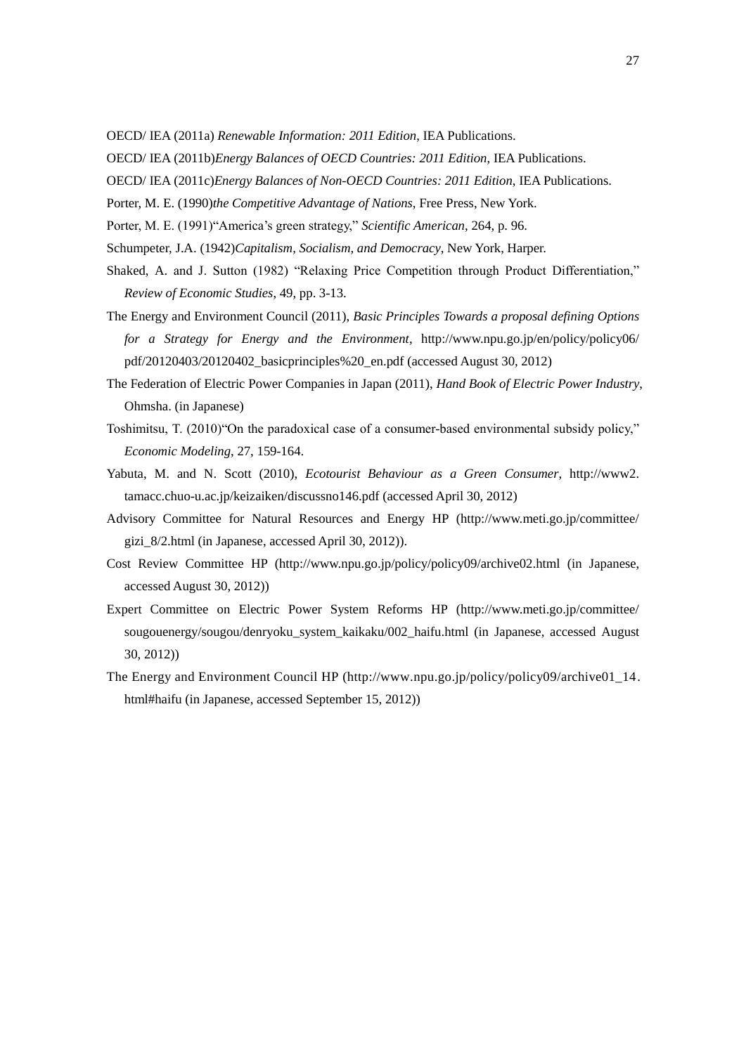OECD/ IEA (2011a) *Renewable Information: 2011 Edition*, IEA Publications.

OECD/ IEA (2011b)*Energy Balances of OECD Countries: 2011 Edition*, IEA Publications.

OECD/ IEA (2011c)*Energy Balances of Non-OECD Countries: 2011 Edition*, IEA Publications.

Porter, M. E. (1990)*the Competitive Advantage of Nations*, Free Press, New York.

Porter, M. E. (1991)"America's green strategy," *Scientific American*, 264, p. 96.

Schumpeter, J.A. (1942)*Capitalism, Socialism, and Democracy*, New York, Harper.

Shaked, A. and J. Sutton (1982) "Relaxing Price Competition through Product Differentiation," *Review of Economic Studies*, 49, pp. 3-13.

The Energy and Environment Council (2011), *Basic Principles Towards a proposal defining Options for a Strategy for Energy and the Environment*, http://www.npu.go.jp/en/policy/policy06/pdf/20120403/20120402_basicprinciples%20_en.pdf (accessed August 30, 2012)

The Federation of Electric Power Companies in Japan (2011), *Hand Book of Electric Power Industry*, Ohmsha. (in Japanese)

Toshimitsu, T. (2010)"On the paradoxical case of a consumer-based environmental subsidy policy," *Economic Modeling*, 27, 159-164.

Yabuta, M. and N. Scott (2010), *Ecotourist Behaviour as a Green Consumer*, http://www2.tamacc.chuo-u.ac.jp/keizaiken/discussno146.pdf (accessed April 30, 2012)

Advisory Committee for Natural Resources and Energy HP (http://www.meti.go.jp/committee/gizi_8/2.html (in Japanese, accessed April 30, 2012)).

Cost Review Committee HP (http://www.npu.go.jp/policy/policy09/archive02.html (in Japanese, accessed August 30, 2012))

Expert Committee on Electric Power System Reforms HP (http://www.meti.go.jp/committee/sougouenergy/sougou/denryoku_system_kaikaku/002_haifu.html (in Japanese, accessed August 30, 2012))

The Energy and Environment Council HP (http://www.npu.go.jp/policy/policy09/archive01_14.html#haifu (in Japanese, accessed September 15, 2012))